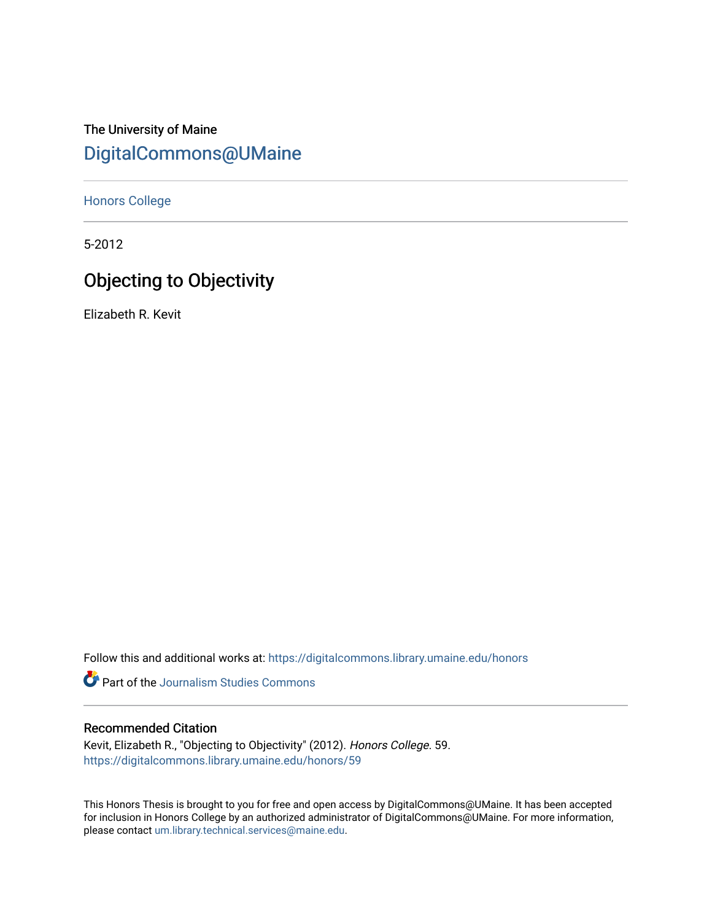The University of Maine

DigitalCommons@UMaine

Honors College

5-2012

# Objecting to Objectivity

Elizabeth R. Kevit

Follow this and additional works at: https://digitalcommons.library.umaine.edu/honors

Part of the Journalism Studies Commons

## Recommended Citation

Kevit, Elizabeth R., "Objecting to Objectivity" (2012). *Honors College*. 59.
https://digitalcommons.library.umaine.edu/honors/59

This Honors Thesis is brought to you for free and open access by DigitalCommons@UMaine. It has been accepted for inclusion in Honors College by an authorized administrator of DigitalCommons@UMaine. For more information, please contact um.library.technical.services@maine.edu.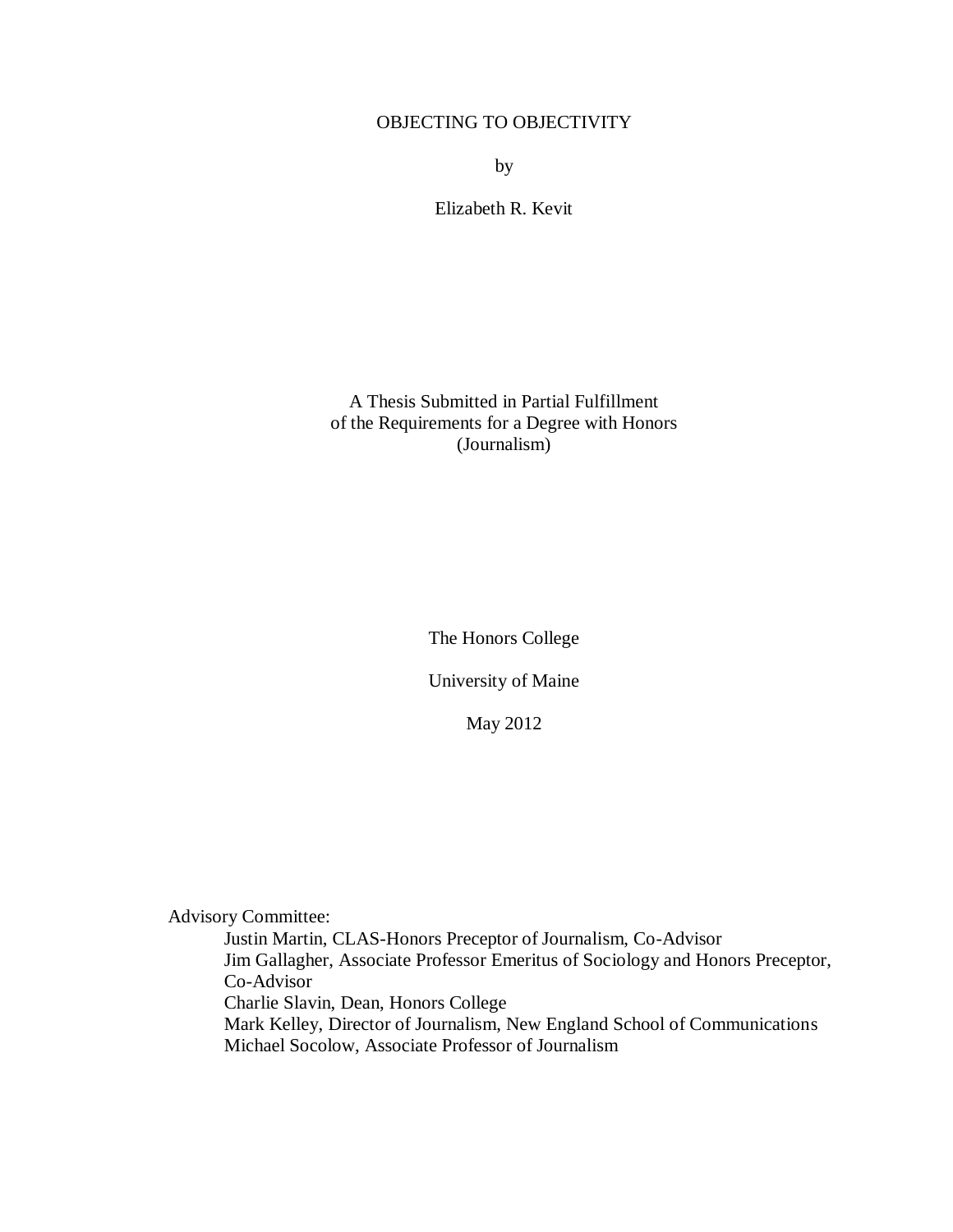# OBJECTING TO OBJECTIVITY

by

Elizabeth R. Kevit

A Thesis Submitted in Partial Fulfillment
of the Requirements for a Degree with Honors
(Journalism)

The Honors College

University of Maine

May 2012

Advisory Committee:

Justin Martin, CLAS-Honors Preceptor of Journalism, Co-Advisor
Jim Gallagher, Associate Professor Emeritus of Sociology and Honors Preceptor, Co-Advisor
Charlie Slavin, Dean, Honors College
Mark Kelley, Director of Journalism, New England School of Communications
Michael Socolow, Associate Professor of Journalism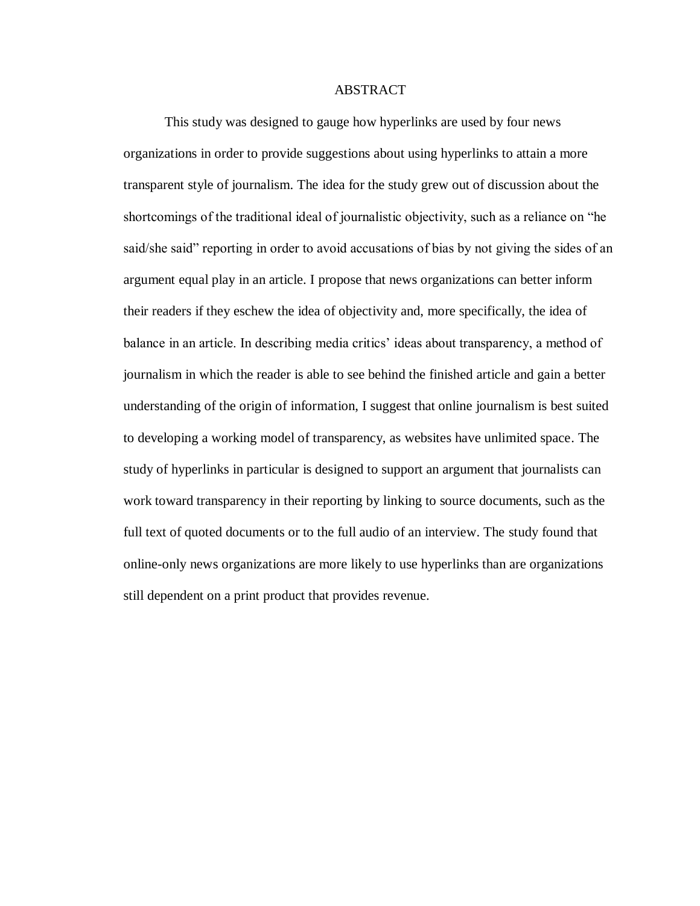# ABSTRACT

This study was designed to gauge how hyperlinks are used by four news organizations in order to provide suggestions about using hyperlinks to attain a more transparent style of journalism. The idea for the study grew out of discussion about the shortcomings of the traditional ideal of journalistic objectivity, such as a reliance on "he said/she said" reporting in order to avoid accusations of bias by not giving the sides of an argument equal play in an article. I propose that news organizations can better inform their readers if they eschew the idea of objectivity and, more specifically, the idea of balance in an article. In describing media critics' ideas about transparency, a method of journalism in which the reader is able to see behind the finished article and gain a better understanding of the origin of information, I suggest that online journalism is best suited to developing a working model of transparency, as websites have unlimited space. The study of hyperlinks in particular is designed to support an argument that journalists can work toward transparency in their reporting by linking to source documents, such as the full text of quoted documents or to the full audio of an interview. The study found that online-only news organizations are more likely to use hyperlinks than are organizations still dependent on a print product that provides revenue.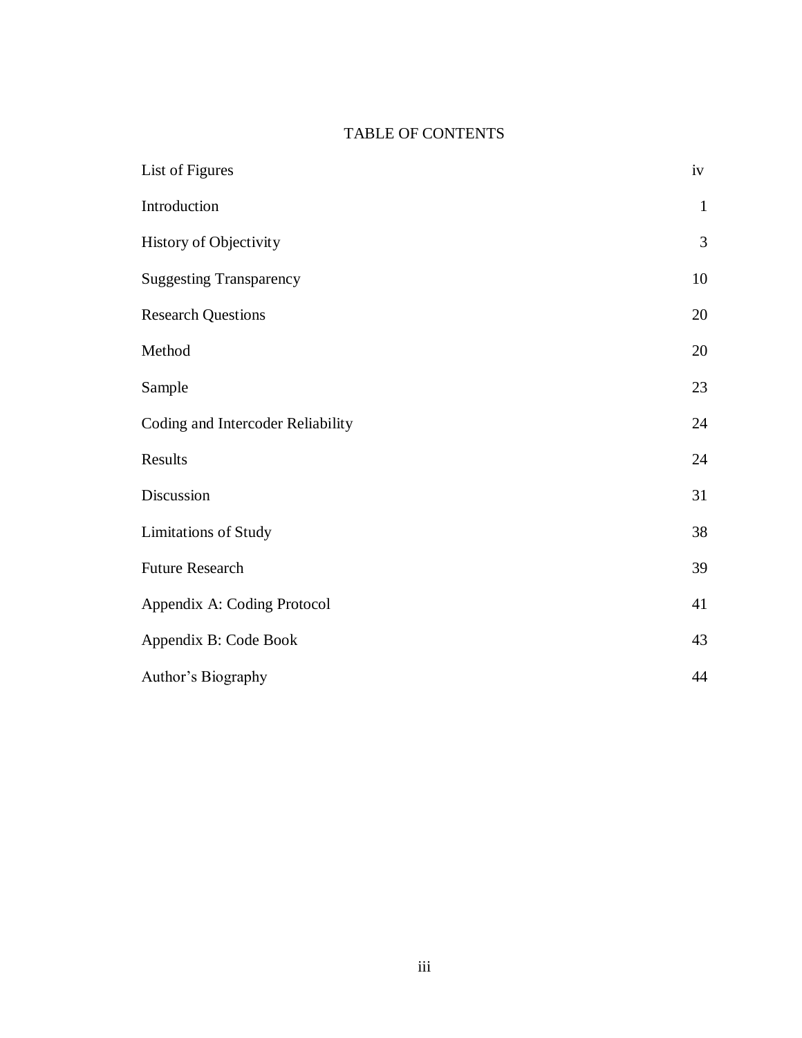# TABLE OF CONTENTS

| | |
|---|---|
| List of Figures | iv |
| Introduction | 1 |
| History of Objectivity | 3 |
| Suggesting Transparency | 10 |
| Research Questions | 20 |
| Method | 20 |
| Sample | 23 |
| Coding and Intercoder Reliability | 24 |
| Results | 24 |
| Discussion | 31 |
| Limitations of Study | 38 |
| Future Research | 39 |
| Appendix A: Coding Protocol | 41 |
| Appendix B: Code Book | 43 |
| Author's Biography | 44 |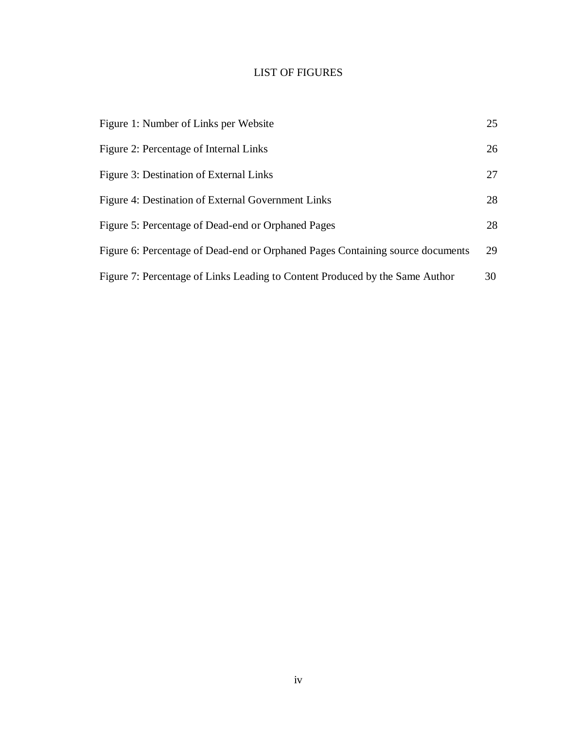# LIST OF FIGURES

| | |
|---|---|
| Figure 1: Number of Links per Website | 25 |
| Figure 2: Percentage of Internal Links | 26 |
| Figure 3: Destination of External Links | 27 |
| Figure 4: Destination of External Government Links | 28 |
| Figure 5: Percentage of Dead-end or Orphaned Pages | 28 |
| Figure 6: Percentage of Dead-end or Orphaned Pages Containing source documents | 29 |
| Figure 7: Percentage of Links Leading to Content Produced by the Same Author | 30 |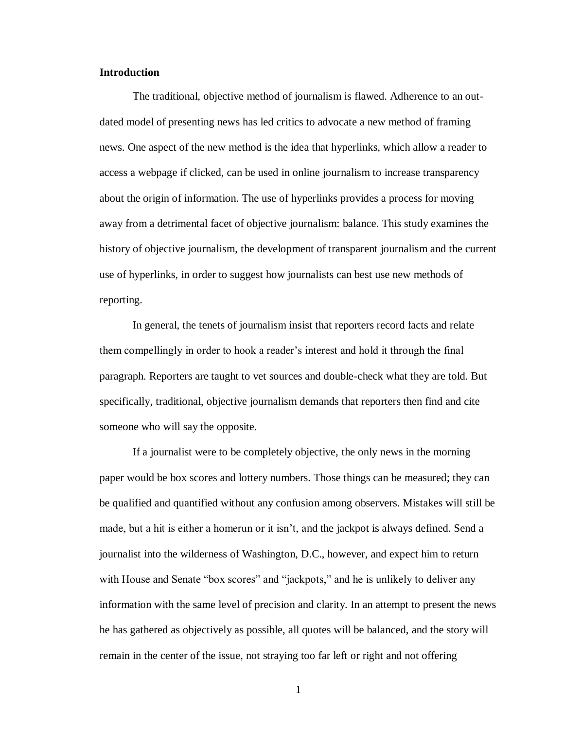**Introduction**

The traditional, objective method of journalism is flawed. Adherence to an out-dated model of presenting news has led critics to advocate a new method of framing news. One aspect of the new method is the idea that hyperlinks, which allow a reader to access a webpage if clicked, can be used in online journalism to increase transparency about the origin of information. The use of hyperlinks provides a process for moving away from a detrimental facet of objective journalism: balance. This study examines the history of objective journalism, the development of transparent journalism and the current use of hyperlinks, in order to suggest how journalists can best use new methods of reporting.

In general, the tenets of journalism insist that reporters record facts and relate them compellingly in order to hook a reader's interest and hold it through the final paragraph. Reporters are taught to vet sources and double-check what they are told. But specifically, traditional, objective journalism demands that reporters then find and cite someone who will say the opposite.

If a journalist were to be completely objective, the only news in the morning paper would be box scores and lottery numbers. Those things can be measured; they can be qualified and quantified without any confusion among observers. Mistakes will still be made, but a hit is either a homerun or it isn't, and the jackpot is always defined. Send a journalist into the wilderness of Washington, D.C., however, and expect him to return with House and Senate "box scores" and "jackpots," and he is unlikely to deliver any information with the same level of precision and clarity. In an attempt to present the news he has gathered as objectively as possible, all quotes will be balanced, and the story will remain in the center of the issue, not straying too far left or right and not offering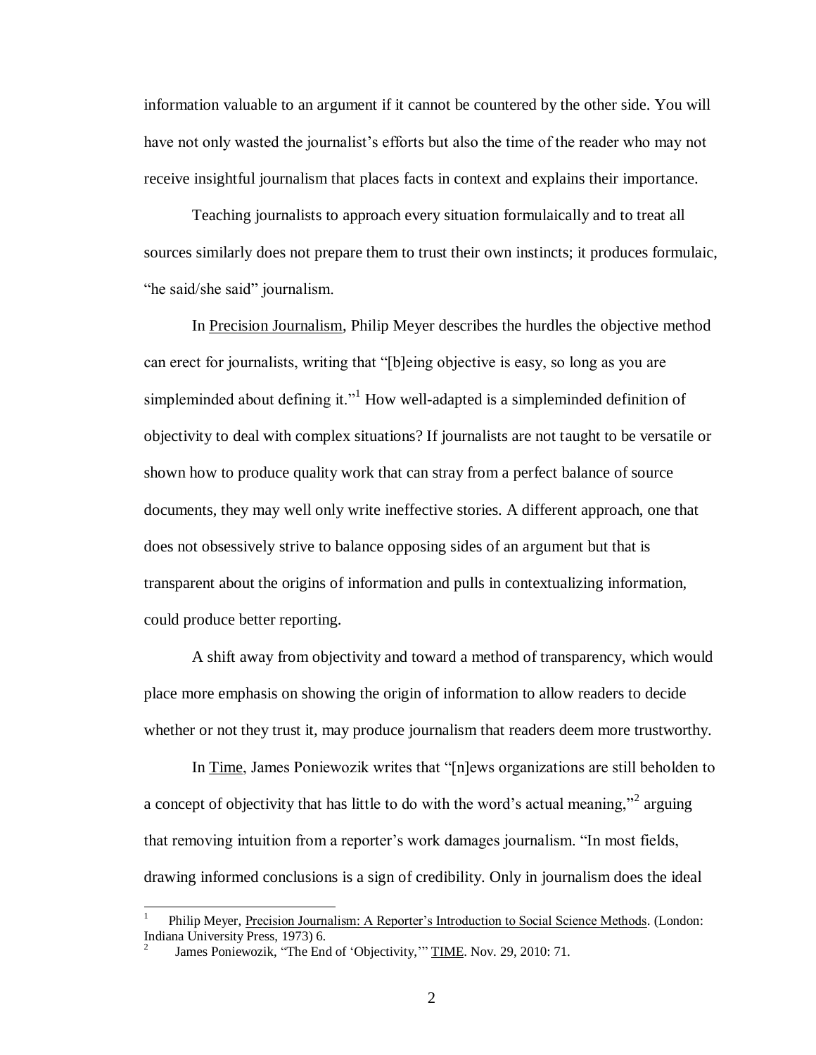information valuable to an argument if it cannot be countered by the other side. You will have not only wasted the journalist's efforts but also the time of the reader who may not receive insightful journalism that places facts in context and explains their importance.

Teaching journalists to approach every situation formulaically and to treat all sources similarly does not prepare them to trust their own instincts; it produces formulaic, "he said/she said" journalism.

In Precision Journalism, Philip Meyer describes the hurdles the objective method can erect for journalists, writing that "[b]eing objective is easy, so long as you are simpleminded about defining it."[1] How well-adapted is a simpleminded definition of objectivity to deal with complex situations? If journalists are not taught to be versatile or shown how to produce quality work that can stray from a perfect balance of source documents, they may well only write ineffective stories. A different approach, one that does not obsessively strive to balance opposing sides of an argument but that is transparent about the origins of information and pulls in contextualizing information, could produce better reporting.

A shift away from objectivity and toward a method of transparency, which would place more emphasis on showing the origin of information to allow readers to decide whether or not they trust it, may produce journalism that readers deem more trustworthy.

In Time, James Poniewozik writes that "[n]ews organizations are still beholden to a concept of objectivity that has little to do with the word's actual meaning,"[2] arguing that removing intuition from a reporter's work damages journalism. "In most fields, drawing informed conclusions is a sign of credibility. Only in journalism does the ideal

---

[1] Philip Meyer, Precision Journalism: A Reporter's Introduction to Social Science Methods. (London: Indiana University Press, 1973) 6.

[2] James Poniewozik, "The End of 'Objectivity,'" TIME. Nov. 29, 2010: 71.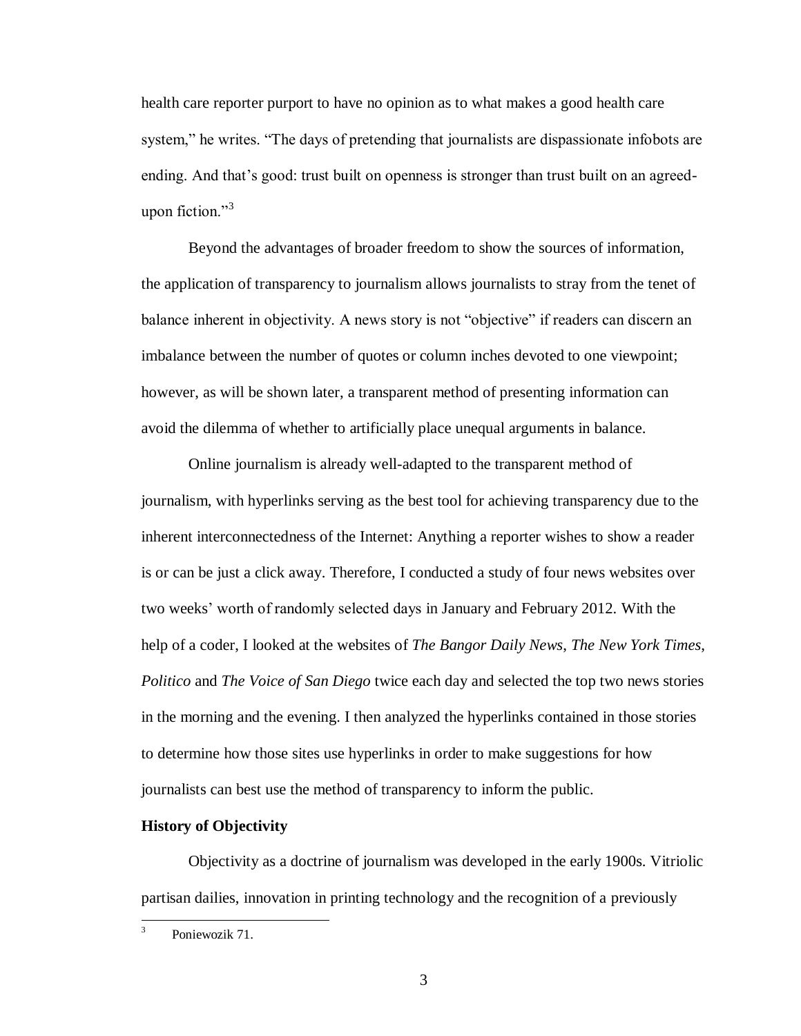health care reporter purport to have no opinion as to what makes a good health care system," he writes. "The days of pretending that journalists are dispassionate infobots are ending. And that's good: trust built on openness is stronger than trust built on an agreed-upon fiction."[3]

Beyond the advantages of broader freedom to show the sources of information, the application of transparency to journalism allows journalists to stray from the tenet of balance inherent in objectivity. A news story is not "objective" if readers can discern an imbalance between the number of quotes or column inches devoted to one viewpoint; however, as will be shown later, a transparent method of presenting information can avoid the dilemma of whether to artificially place unequal arguments in balance.

Online journalism is already well-adapted to the transparent method of journalism, with hyperlinks serving as the best tool for achieving transparency due to the inherent interconnectedness of the Internet: Anything a reporter wishes to show a reader is or can be just a click away. Therefore, I conducted a study of four news websites over two weeks' worth of randomly selected days in January and February 2012. With the help of a coder, I looked at the websites of *The Bangor Daily News*, *The New York Times*, *Politico* and *The Voice of San Diego* twice each day and selected the top two news stories in the morning and the evening. I then analyzed the hyperlinks contained in those stories to determine how those sites use hyperlinks in order to make suggestions for how journalists can best use the method of transparency to inform the public.

**History of Objectivity**

Objectivity as a doctrine of journalism was developed in the early 1900s. Vitriolic partisan dailies, innovation in printing technology and the recognition of a previously

[3] Poniewozik 71.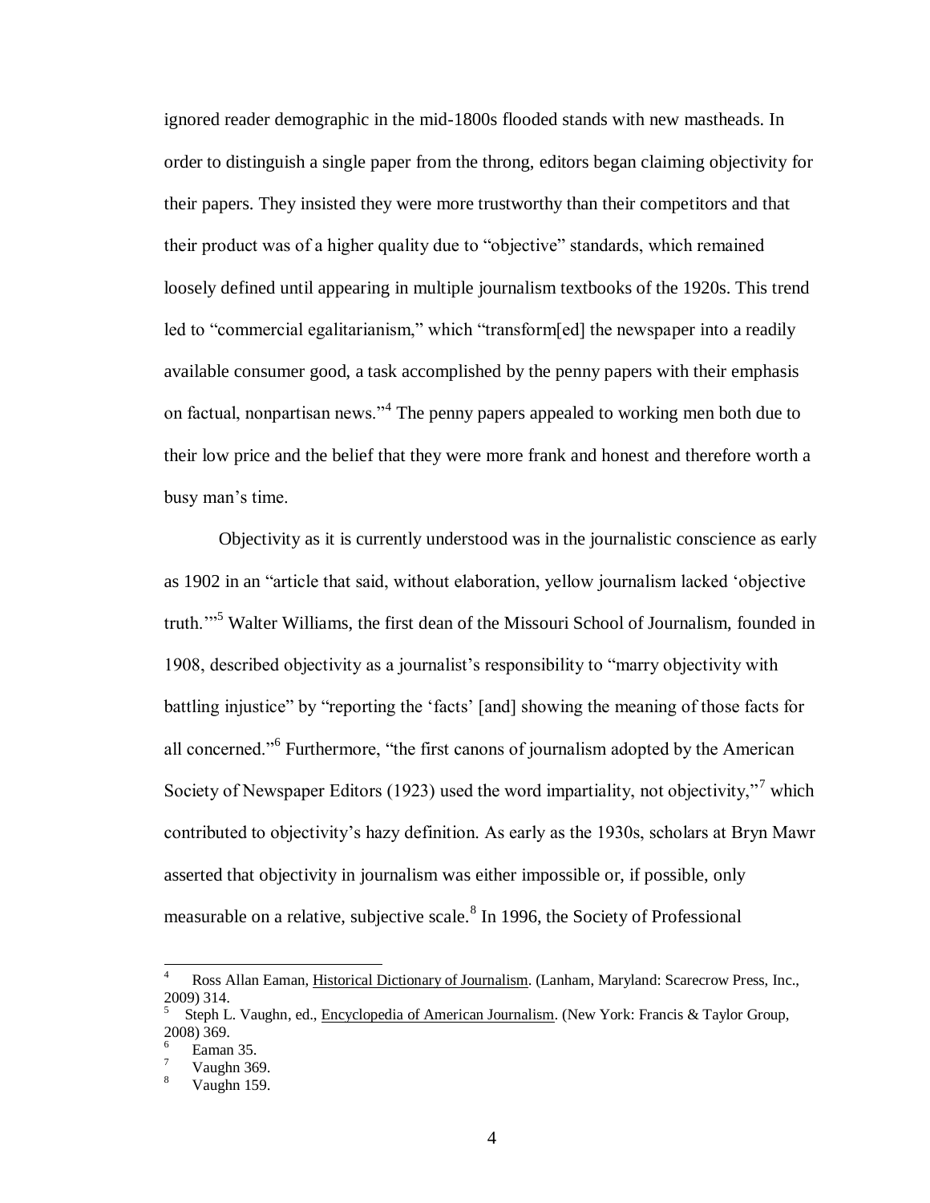ignored reader demographic in the mid-1800s flooded stands with new mastheads. In order to distinguish a single paper from the throng, editors began claiming objectivity for their papers. They insisted they were more trustworthy than their competitors and that their product was of a higher quality due to "objective" standards, which remained loosely defined until appearing in multiple journalism textbooks of the 1920s. This trend led to "commercial egalitarianism," which "transform[ed] the newspaper into a readily available consumer good, a task accomplished by the penny papers with their emphasis on factual, nonpartisan news."[4] The penny papers appealed to working men both due to their low price and the belief that they were more frank and honest and therefore worth a busy man's time.

Objectivity as it is currently understood was in the journalistic conscience as early as 1902 in an "article that said, without elaboration, yellow journalism lacked 'objective truth.'"[5] Walter Williams, the first dean of the Missouri School of Journalism, founded in 1908, described objectivity as a journalist's responsibility to "marry objectivity with battling injustice" by "reporting the 'facts' [and] showing the meaning of those facts for all concerned."[6] Furthermore, "the first canons of journalism adopted by the American Society of Newspaper Editors (1923) used the word impartiality, not objectivity,"[7] which contributed to objectivity's hazy definition. As early as the 1930s, scholars at Bryn Mawr asserted that objectivity in journalism was either impossible or, if possible, only measurable on a relative, subjective scale.[8] In 1996, the Society of Professional

---

[4] Ross Allan Eaman, Historical Dictionary of Journalism. (Lanham, Maryland: Scarecrow Press, Inc., 2009) 314.

[5] Steph L. Vaughn, ed., Encyclopedia of American Journalism. (New York: Francis & Taylor Group, 2008) 369.

[6] Eaman 35.

[7] Vaughn 369.

[8] Vaughn 159.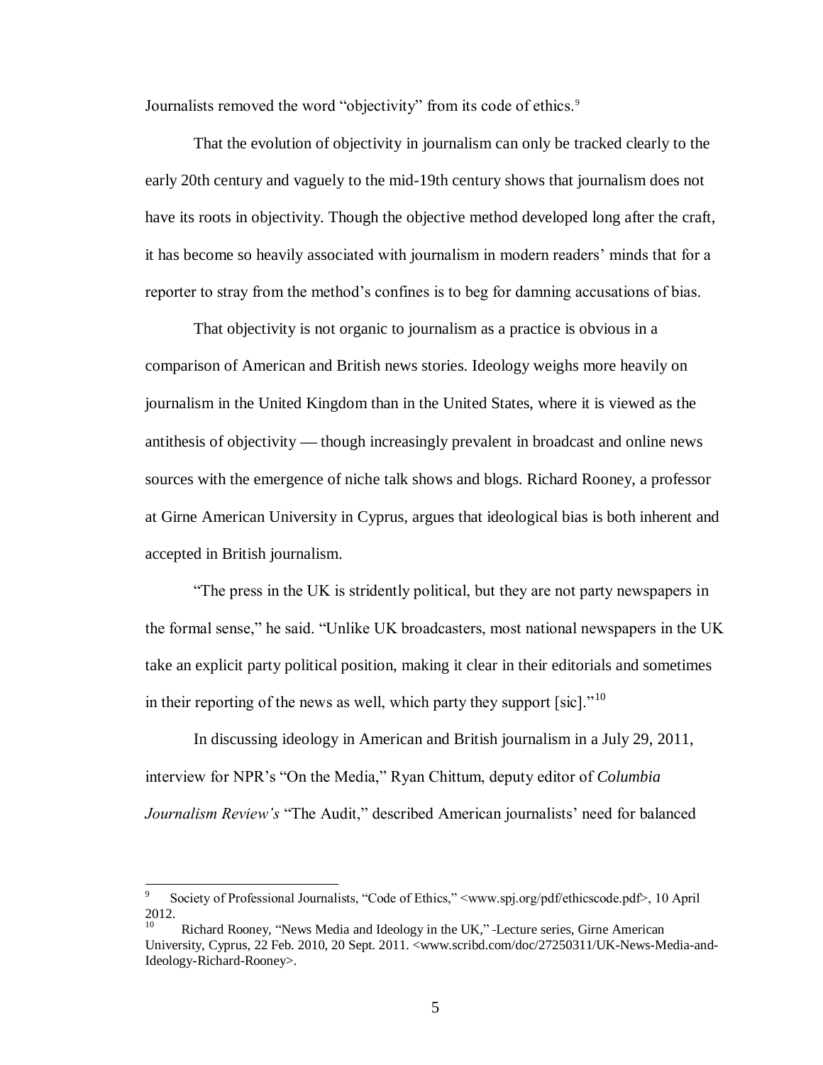Journalists removed the word "objectivity" from its code of ethics.[9]

That the evolution of objectivity in journalism can only be tracked clearly to the early 20th century and vaguely to the mid-19th century shows that journalism does not have its roots in objectivity. Though the objective method developed long after the craft, it has become so heavily associated with journalism in modern readers' minds that for a reporter to stray from the method's confines is to beg for damning accusations of bias.

That objectivity is not organic to journalism as a practice is obvious in a comparison of American and British news stories. Ideology weighs more heavily on journalism in the United Kingdom than in the United States, where it is viewed as the antithesis of objectivity — though increasingly prevalent in broadcast and online news sources with the emergence of niche talk shows and blogs. Richard Rooney, a professor at Girne American University in Cyprus, argues that ideological bias is both inherent and accepted in British journalism.

"The press in the UK is stridently political, but they are not party newspapers in the formal sense," he said. "Unlike UK broadcasters, most national newspapers in the UK take an explicit party political position, making it clear in their editorials and sometimes in their reporting of the news as well, which party they support [sic]."[10]

In discussing ideology in American and British journalism in a July 29, 2011, interview for NPR's "On the Media," Ryan Chittum, deputy editor of *Columbia Journalism Review's* "The Audit," described American journalists' need for balanced

---

[9] Society of Professional Journalists, "Code of Ethics," <www.spj.org/pdf/ethicscode.pdf>, 10 April 2012.

[10] Richard Rooney, "News Media and Ideology in the UK," Lecture series, Girne American University, Cyprus, 22 Feb. 2010, 20 Sept. 2011. <www.scribd.com/doc/27250311/UK-News-Media-and-Ideology-Richard-Rooney>.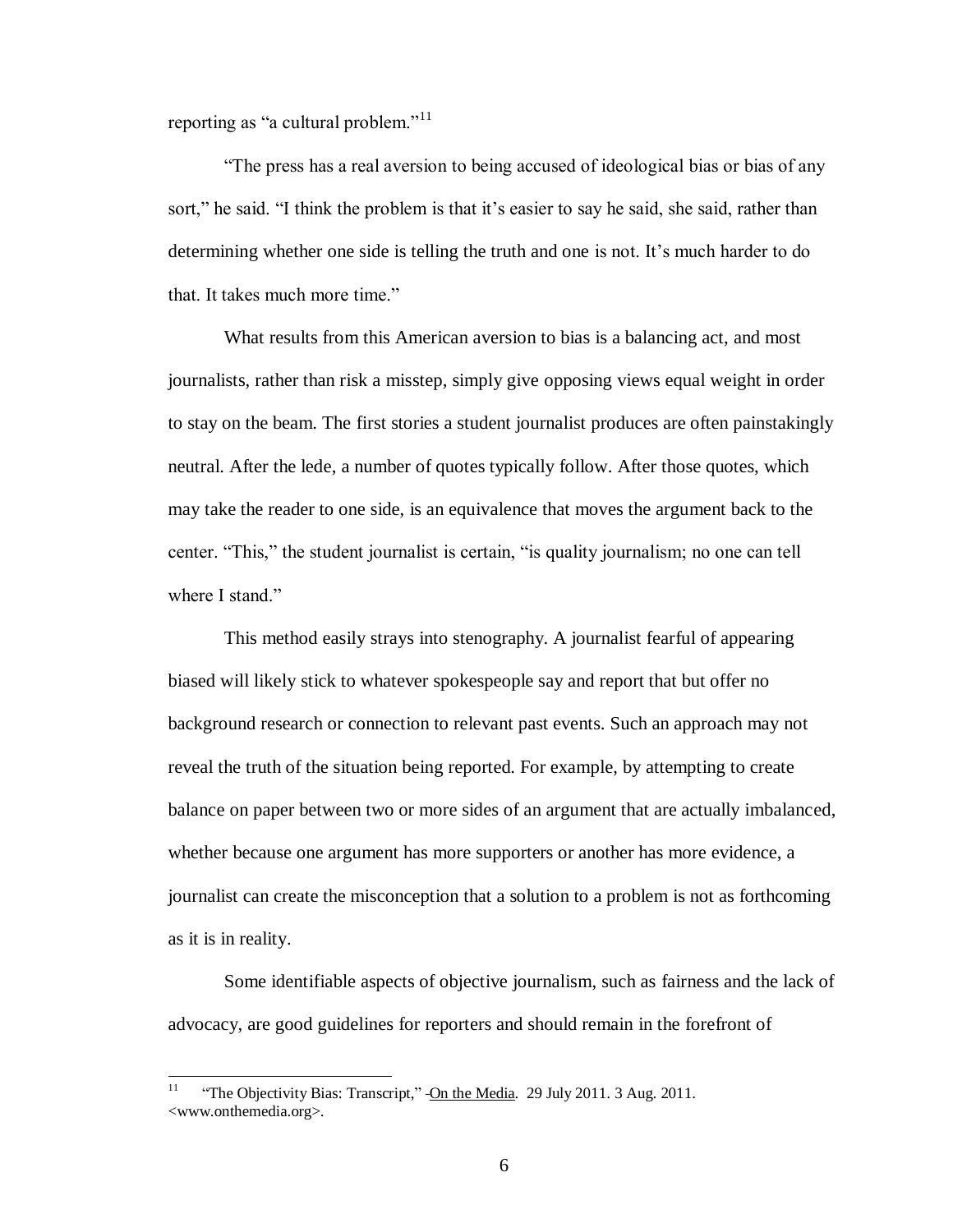reporting as “a cultural problem.”[11]

“The press has a real aversion to being accused of ideological bias or bias of any sort,” he said. “I think the problem is that it’s easier to say he said, she said, rather than determining whether one side is telling the truth and one is not. It’s much harder to do that. It takes much more time.”

What results from this American aversion to bias is a balancing act, and most journalists, rather than risk a misstep, simply give opposing views equal weight in order to stay on the beam. The first stories a student journalist produces are often painstakingly neutral. After the lede, a number of quotes typically follow. After those quotes, which may take the reader to one side, is an equivalence that moves the argument back to the center. “This,” the student journalist is certain, “is quality journalism; no one can tell where I stand.”

This method easily strays into stenography. A journalist fearful of appearing biased will likely stick to whatever spokespeople say and report that but offer no background research or connection to relevant past events. Such an approach may not reveal the truth of the situation being reported. For example, by attempting to create balance on paper between two or more sides of an argument that are actually imbalanced, whether because one argument has more supporters or another has more evidence, a journalist can create the misconception that a solution to a problem is not as forthcoming as it is in reality.

Some identifiable aspects of objective journalism, such as fairness and the lack of advocacy, are good guidelines for reporters and should remain in the forefront of

---

[11] “The Objectivity Bias: Transcript,” On the Media. 29 July 2011. 3 Aug. 2011. <www.onthemedia.org>.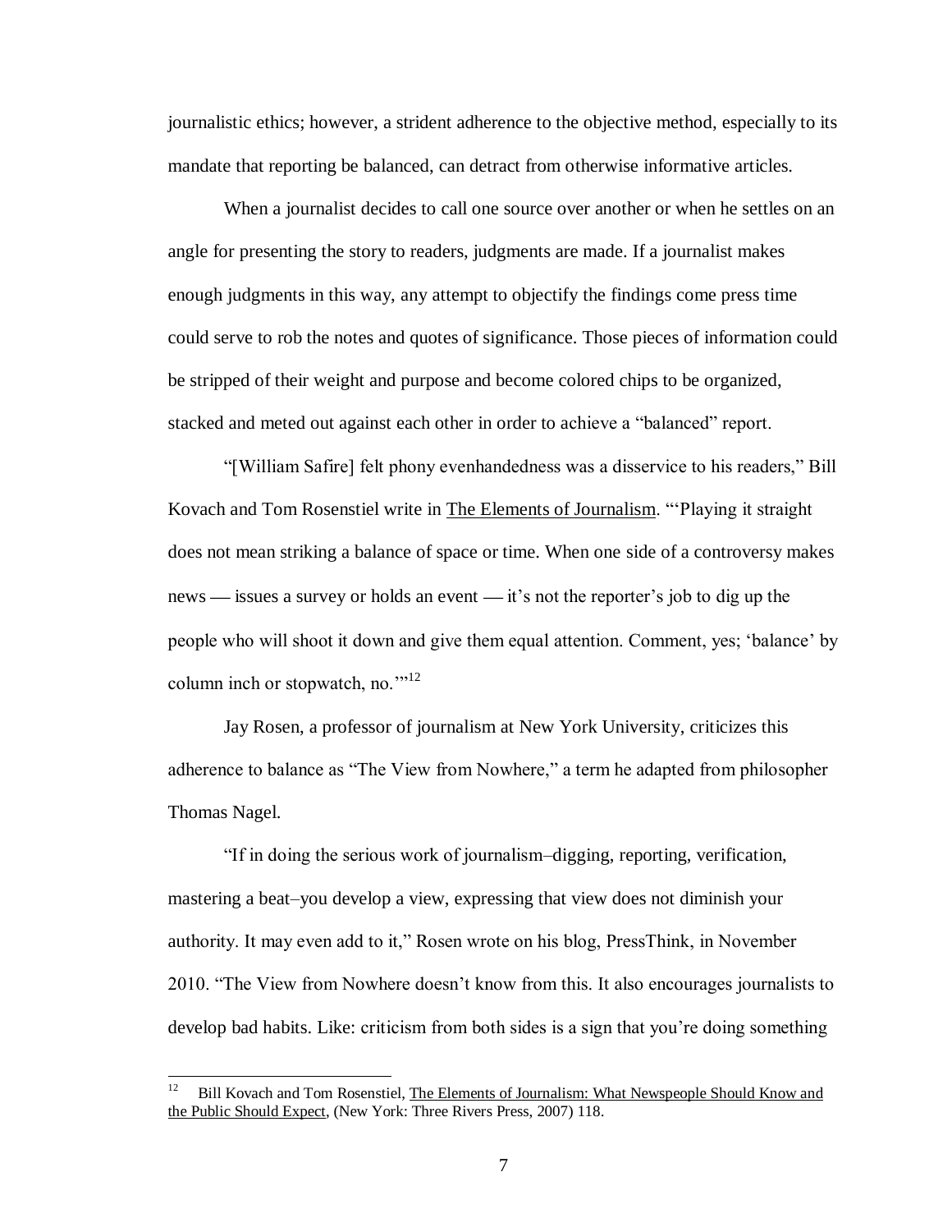journalistic ethics; however, a strident adherence to the objective method, especially to its mandate that reporting be balanced, can detract from otherwise informative articles.

When a journalist decides to call one source over another or when he settles on an angle for presenting the story to readers, judgments are made. If a journalist makes enough judgments in this way, any attempt to objectify the findings come press time could serve to rob the notes and quotes of significance. Those pieces of information could be stripped of their weight and purpose and become colored chips to be organized, stacked and meted out against each other in order to achieve a "balanced" report.

"[William Safire] felt phony evenhandedness was a disservice to his readers," Bill Kovach and Tom Rosenstiel write in The Elements of Journalism. "'Playing it straight does not mean striking a balance of space or time. When one side of a controversy makes news — issues a survey or holds an event — it's not the reporter's job to dig up the people who will shoot it down and give them equal attention. Comment, yes; 'balance' by column inch or stopwatch, no.'"[12]

Jay Rosen, a professor of journalism at New York University, criticizes this adherence to balance as "The View from Nowhere," a term he adapted from philosopher Thomas Nagel.

"If in doing the serious work of journalism–digging, reporting, verification, mastering a beat–you develop a view, expressing that view does not diminish your authority. It may even add to it," Rosen wrote on his blog, PressThink, in November 2010. "The View from Nowhere doesn't know from this. It also encourages journalists to develop bad habits. Like: criticism from both sides is a sign that you're doing something

---

[12] Bill Kovach and Tom Rosenstiel, The Elements of Journalism: What Newspeople Should Know and the Public Should Expect, (New York: Three Rivers Press, 2007) 118.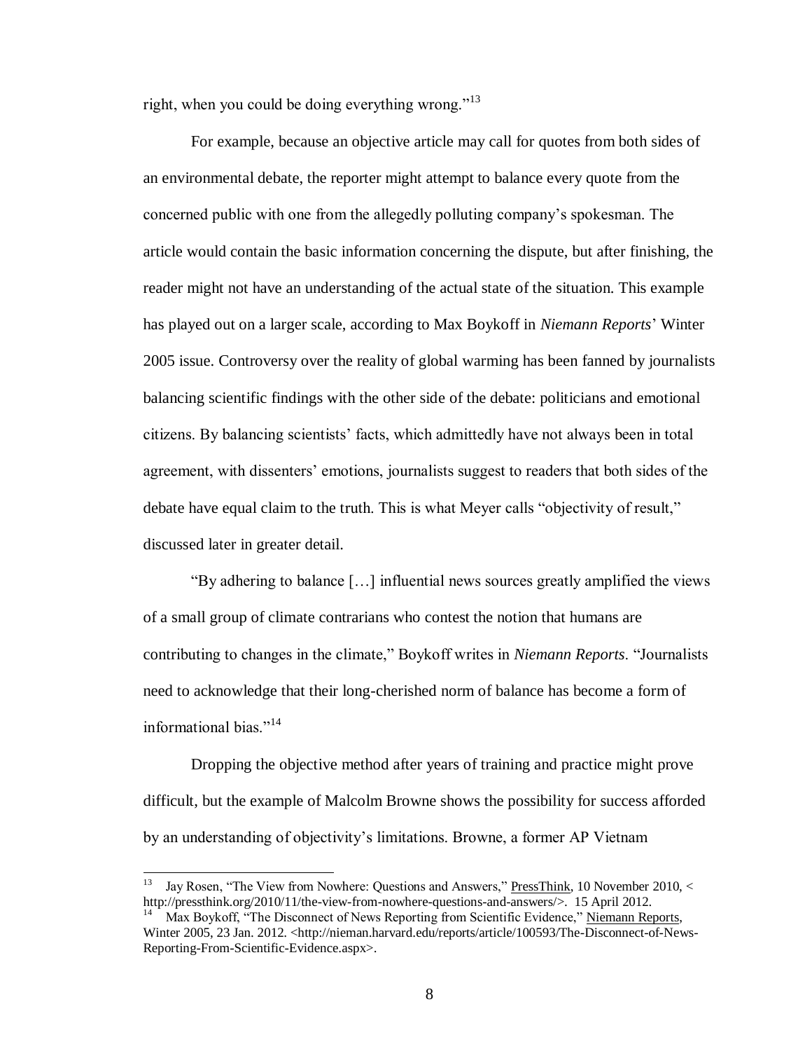right, when you could be doing everything wrong."[13]

For example, because an objective article may call for quotes from both sides of an environmental debate, the reporter might attempt to balance every quote from the concerned public with one from the allegedly polluting company's spokesman. The article would contain the basic information concerning the dispute, but after finishing, the reader might not have an understanding of the actual state of the situation. This example has played out on a larger scale, according to Max Boykoff in *Niemann Reports*' Winter 2005 issue. Controversy over the reality of global warming has been fanned by journalists balancing scientific findings with the other side of the debate: politicians and emotional citizens. By balancing scientists' facts, which admittedly have not always been in total agreement, with dissenters' emotions, journalists suggest to readers that both sides of the debate have equal claim to the truth. This is what Meyer calls "objectivity of result," discussed later in greater detail.

"By adhering to balance […] influential news sources greatly amplified the views of a small group of climate contrarians who contest the notion that humans are contributing to changes in the climate," Boykoff writes in *Niemann Reports*. "Journalists need to acknowledge that their long-cherished norm of balance has become a form of informational bias."[14]

Dropping the objective method after years of training and practice might prove difficult, but the example of Malcolm Browne shows the possibility for success afforded by an understanding of objectivity's limitations. Browne, a former AP Vietnam

---

[13] Jay Rosen, "The View from Nowhere: Questions and Answers," PressThink, 10 November 2010, < http://pressthink.org/2010/11/the-view-from-nowhere-questions-and-answers/>. 15 April 2012.

[14] Max Boykoff, "The Disconnect of News Reporting from Scientific Evidence," Niemann Reports, Winter 2005, 23 Jan. 2012. <http://nieman.harvard.edu/reports/article/100593/The-Disconnect-of-News-Reporting-From-Scientific-Evidence.aspx>.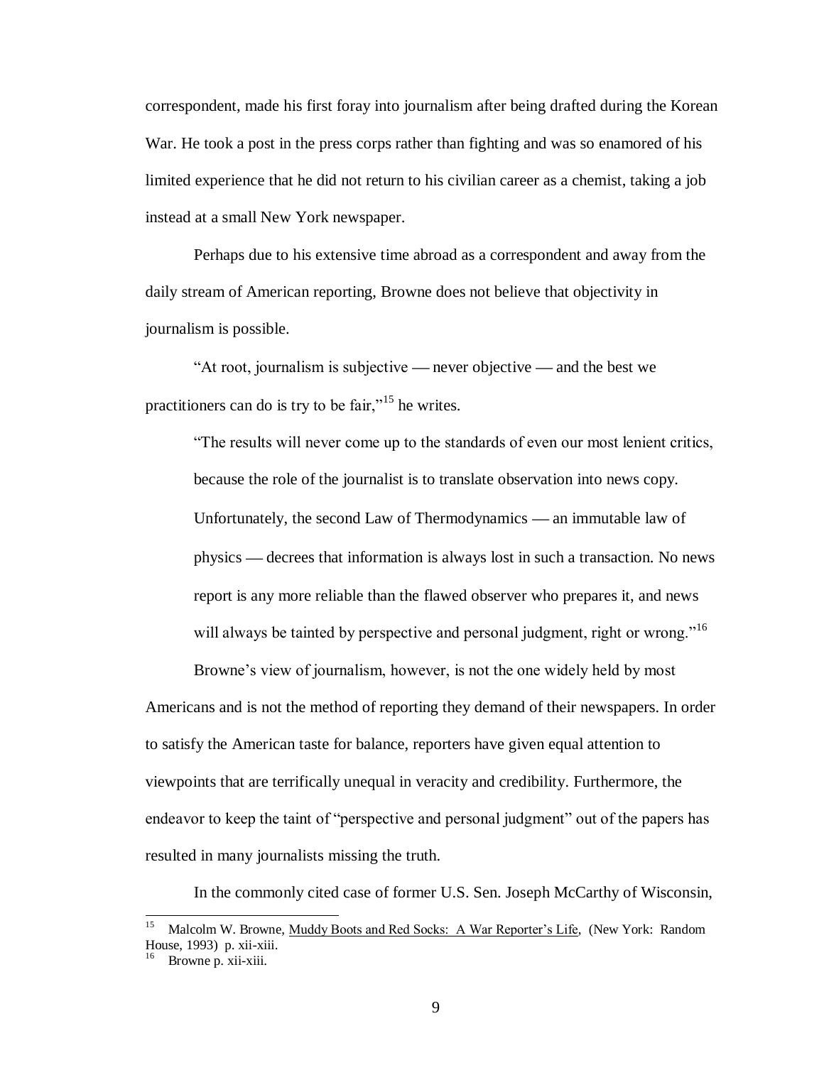correspondent, made his first foray into journalism after being drafted during the Korean War. He took a post in the press corps rather than fighting and was so enamored of his limited experience that he did not return to his civilian career as a chemist, taking a job instead at a small New York newspaper.

Perhaps due to his extensive time abroad as a correspondent and away from the daily stream of American reporting, Browne does not believe that objectivity in journalism is possible.

"At root, journalism is subjective — never objective — and the best we practitioners can do is try to be fair,"[15] he writes.

> "The results will never come up to the standards of even our most lenient critics, because the role of the journalist is to translate observation into news copy. Unfortunately, the second Law of Thermodynamics — an immutable law of physics — decrees that information is always lost in such a transaction. No news report is any more reliable than the flawed observer who prepares it, and news will always be tainted by perspective and personal judgment, right or wrong."[16]

Browne's view of journalism, however, is not the one widely held by most Americans and is not the method of reporting they demand of their newspapers. In order to satisfy the American taste for balance, reporters have given equal attention to viewpoints that are terrifically unequal in veracity and credibility. Furthermore, the endeavor to keep the taint of "perspective and personal judgment" out of the papers has resulted in many journalists missing the truth.

In the commonly cited case of former U.S. Sen. Joseph McCarthy of Wisconsin,

---

[15] Malcolm W. Browne, Muddy Boots and Red Socks: A War Reporter's Life, (New York: Random House, 1993) p. xii-xiii.

[16] Browne p. xii-xiii.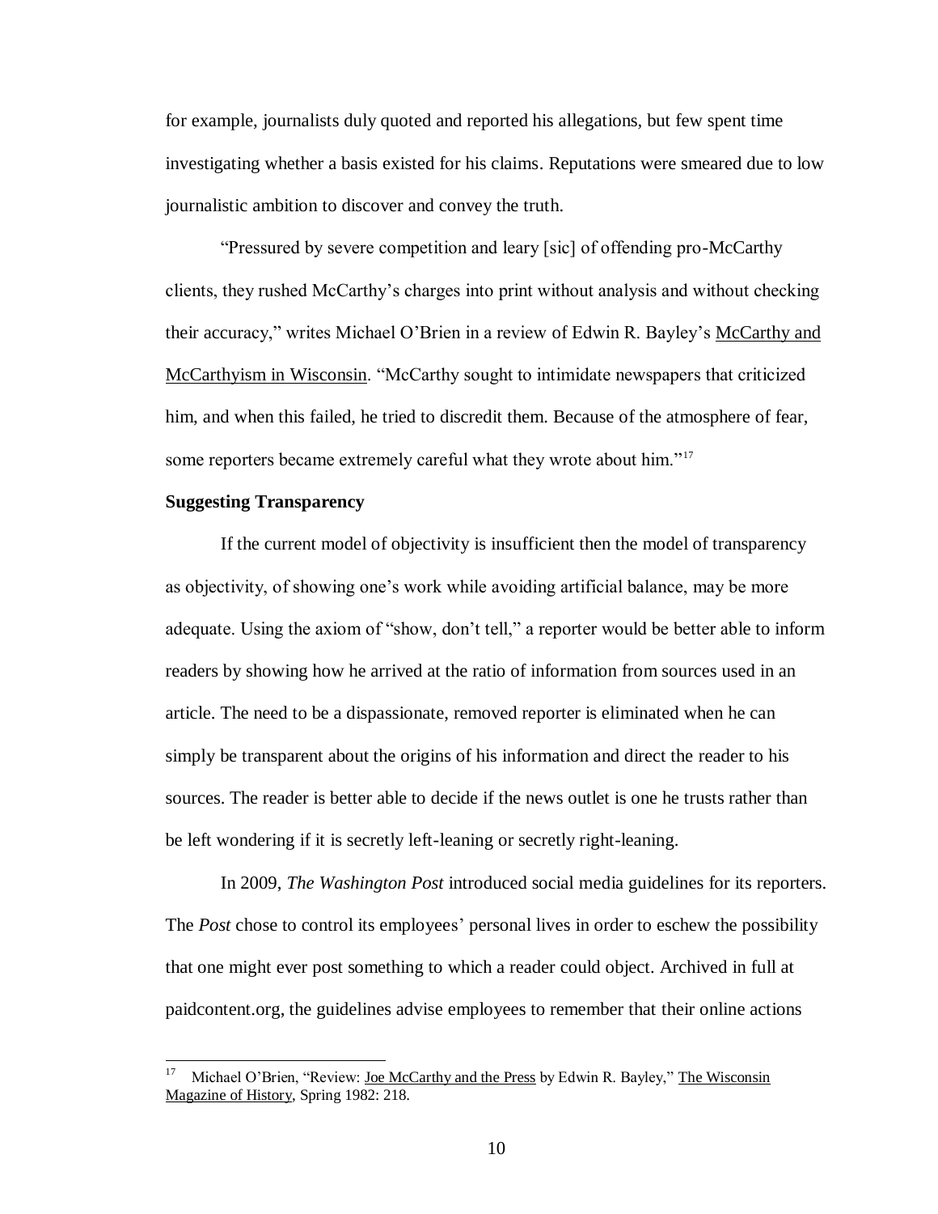for example, journalists duly quoted and reported his allegations, but few spent time investigating whether a basis existed for his claims. Reputations were smeared due to low journalistic ambition to discover and convey the truth.

"Pressured by severe competition and leary [sic] of offending pro-McCarthy clients, they rushed McCarthy's charges into print without analysis and without checking their accuracy," writes Michael O'Brien in a review of Edwin R. Bayley's McCarthy and McCarthyism in Wisconsin. "McCarthy sought to intimidate newspapers that criticized him, and when this failed, he tried to discredit them. Because of the atmosphere of fear, some reporters became extremely careful what they wrote about him."[17]

### Suggesting Transparency

If the current model of objectivity is insufficient then the model of transparency as objectivity, of showing one's work while avoiding artificial balance, may be more adequate. Using the axiom of "show, don't tell," a reporter would be better able to inform readers by showing how he arrived at the ratio of information from sources used in an article. The need to be a dispassionate, removed reporter is eliminated when he can simply be transparent about the origins of his information and direct the reader to his sources. The reader is better able to decide if the news outlet is one he trusts rather than be left wondering if it is secretly left-leaning or secretly right-leaning.

In 2009, *The Washington Post* introduced social media guidelines for its reporters. The *Post* chose to control its employees' personal lives in order to eschew the possibility that one might ever post something to which a reader could object. Archived in full at paidcontent.org, the guidelines advise employees to remember that their online actions

---

[17] Michael O'Brien, "Review: Joe McCarthy and the Press by Edwin R. Bayley," The Wisconsin Magazine of History, Spring 1982: 218.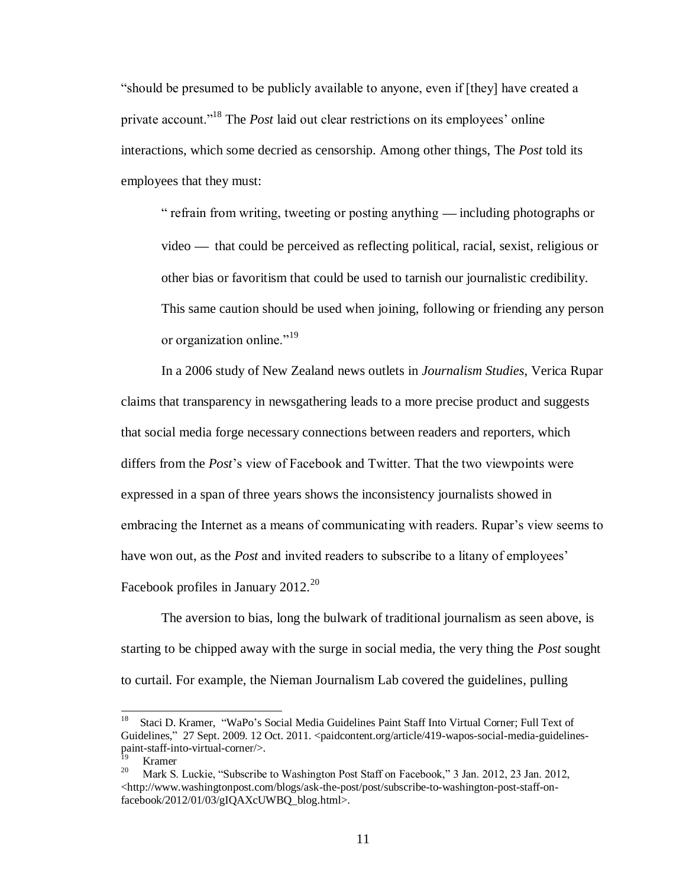"should be presumed to be publicly available to anyone, even if [they] have created a private account."[18] The *Post* laid out clear restrictions on its employees' online interactions, which some decried as censorship. Among other things, The *Post* told its employees that they must:

> " refrain from writing, tweeting or posting anything — including photographs or video — that could be perceived as reflecting political, racial, sexist, religious or other bias or favoritism that could be used to tarnish our journalistic credibility. This same caution should be used when joining, following or friending any person or organization online."[19]

In a 2006 study of New Zealand news outlets in *Journalism Studies*, Verica Rupar claims that transparency in newsgathering leads to a more precise product and suggests that social media forge necessary connections between readers and reporters, which differs from the *Post*'s view of Facebook and Twitter. That the two viewpoints were expressed in a span of three years shows the inconsistency journalists showed in embracing the Internet as a means of communicating with readers. Rupar's view seems to have won out, as the *Post* and invited readers to subscribe to a litany of employees' Facebook profiles in January 2012.[20]

The aversion to bias, long the bulwark of traditional journalism as seen above, is starting to be chipped away with the surge in social media, the very thing the *Post* sought to curtail. For example, the Nieman Journalism Lab covered the guidelines, pulling

---

[18] Staci D. Kramer, "WaPo's Social Media Guidelines Paint Staff Into Virtual Corner; Full Text of Guidelines," 27 Sept. 2009. 12 Oct. 2011. <paidcontent.org/article/419-wapos-social-media-guidelines-paint-staff-into-virtual-corner/>.

[19] Kramer

[20] Mark S. Luckie, "Subscribe to Washington Post Staff on Facebook," 3 Jan. 2012, 23 Jan. 2012, <http://www.washingtonpost.com/blogs/ask-the-post/post/subscribe-to-washington-post-staff-on-facebook/2012/01/03/gIQAXcUWBQ_blog.html>.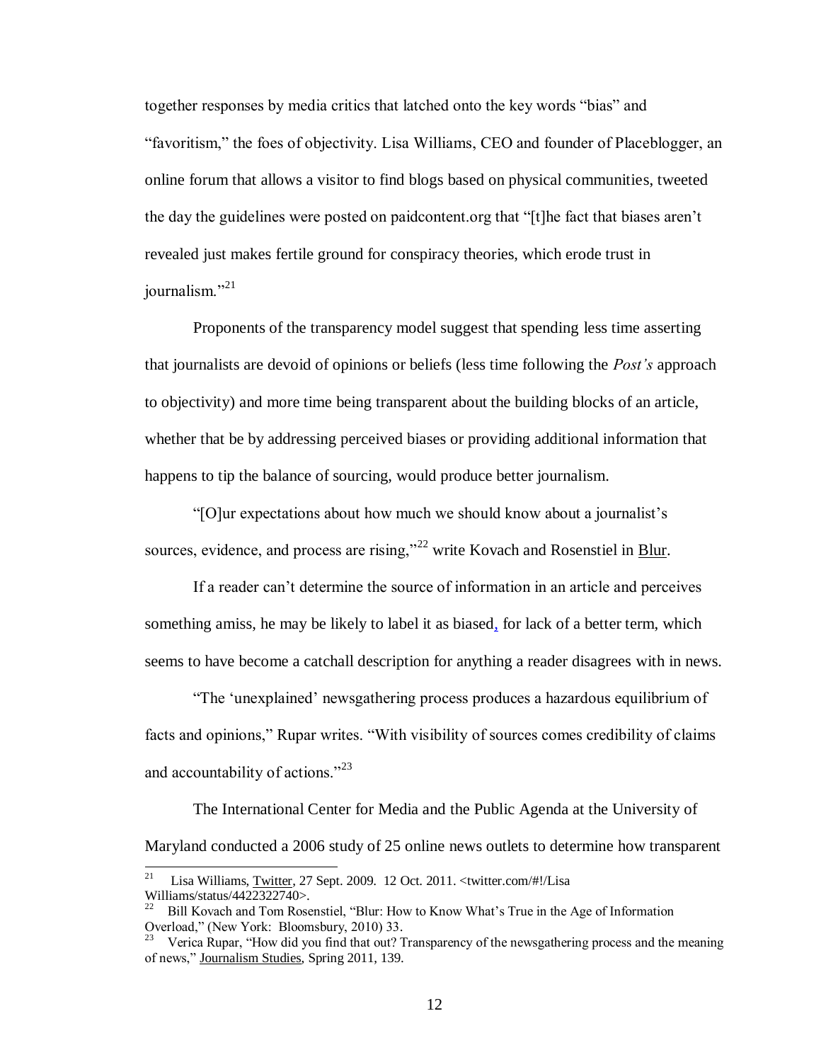together responses by media critics that latched onto the key words "bias" and "favoritism," the foes of objectivity. Lisa Williams, CEO and founder of Placeblogger, an online forum that allows a visitor to find blogs based on physical communities, tweeted the day the guidelines were posted on paidcontent.org that "[t]he fact that biases aren't revealed just makes fertile ground for conspiracy theories, which erode trust in journalism."[21]

Proponents of the transparency model suggest that spending less time asserting that journalists are devoid of opinions or beliefs (less time following the *Post's* approach to objectivity) and more time being transparent about the building blocks of an article, whether that be by addressing perceived biases or providing additional information that happens to tip the balance of sourcing, would produce better journalism.

"[O]ur expectations about how much we should know about a journalist's sources, evidence, and process are rising,"[22] write Kovach and Rosenstiel in Blur.

If a reader can't determine the source of information in an article and perceives something amiss, he may be likely to label it as biased, for lack of a better term, which seems to have become a catchall description for anything a reader disagrees with in news.

"The 'unexplained' newsgathering process produces a hazardous equilibrium of facts and opinions," Rupar writes. "With visibility of sources comes credibility of claims and accountability of actions."[23]

The International Center for Media and the Public Agenda at the University of Maryland conducted a 2006 study of 25 online news outlets to determine how transparent

---

[21] Lisa Williams, Twitter, 27 Sept. 2009. 12 Oct. 2011. <twitter.com/#!/Lisa Williams/status/4422322740>.

[22] Bill Kovach and Tom Rosenstiel, "Blur: How to Know What's True in the Age of Information Overload," (New York: Bloomsbury, 2010) 33.

[23] Verica Rupar, "How did you find that out? Transparency of the newsgathering process and the meaning of news," Journalism Studies, Spring 2011, 139.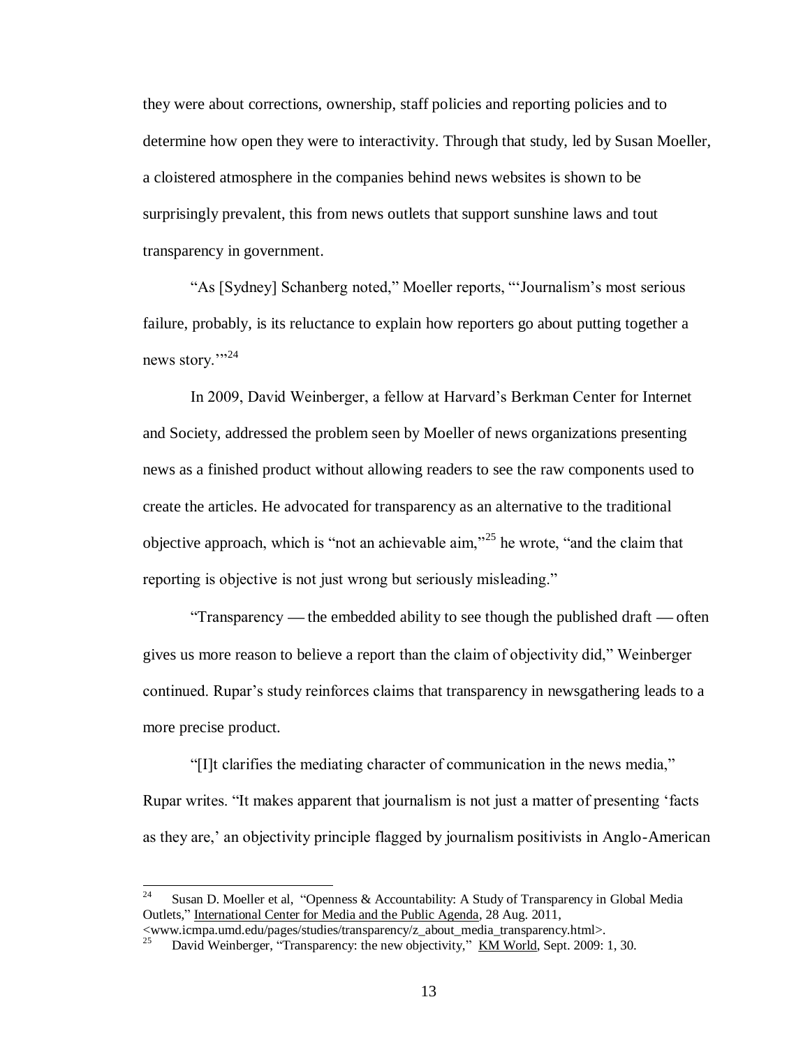they were about corrections, ownership, staff policies and reporting policies and to determine how open they were to interactivity. Through that study, led by Susan Moeller, a cloistered atmosphere in the companies behind news websites is shown to be surprisingly prevalent, this from news outlets that support sunshine laws and tout transparency in government.

"As [Sydney] Schanberg noted," Moeller reports, "'Journalism's most serious failure, probably, is its reluctance to explain how reporters go about putting together a news story.'"[24]

In 2009, David Weinberger, a fellow at Harvard's Berkman Center for Internet and Society, addressed the problem seen by Moeller of news organizations presenting news as a finished product without allowing readers to see the raw components used to create the articles. He advocated for transparency as an alternative to the traditional objective approach, which is "not an achievable aim,"[25] he wrote, "and the claim that reporting is objective is not just wrong but seriously misleading."

"Transparency — the embedded ability to see though the published draft — often gives us more reason to believe a report than the claim of objectivity did," Weinberger continued. Rupar's study reinforces claims that transparency in newsgathering leads to a more precise product.

"[I]t clarifies the mediating character of communication in the news media," Rupar writes. "It makes apparent that journalism is not just a matter of presenting 'facts as they are,' an objectivity principle flagged by journalism positivists in Anglo-American

---

[24] Susan D. Moeller et al, "Openness & Accountability: A Study of Transparency in Global Media Outlets," International Center for Media and the Public Agenda, 28 Aug. 2011, <www.icmpa.umd.edu/pages/studies/transparency/z_about_media_transparency.html>.

[25] David Weinberger, "Transparency: the new objectivity," KM World, Sept. 2009: 1, 30.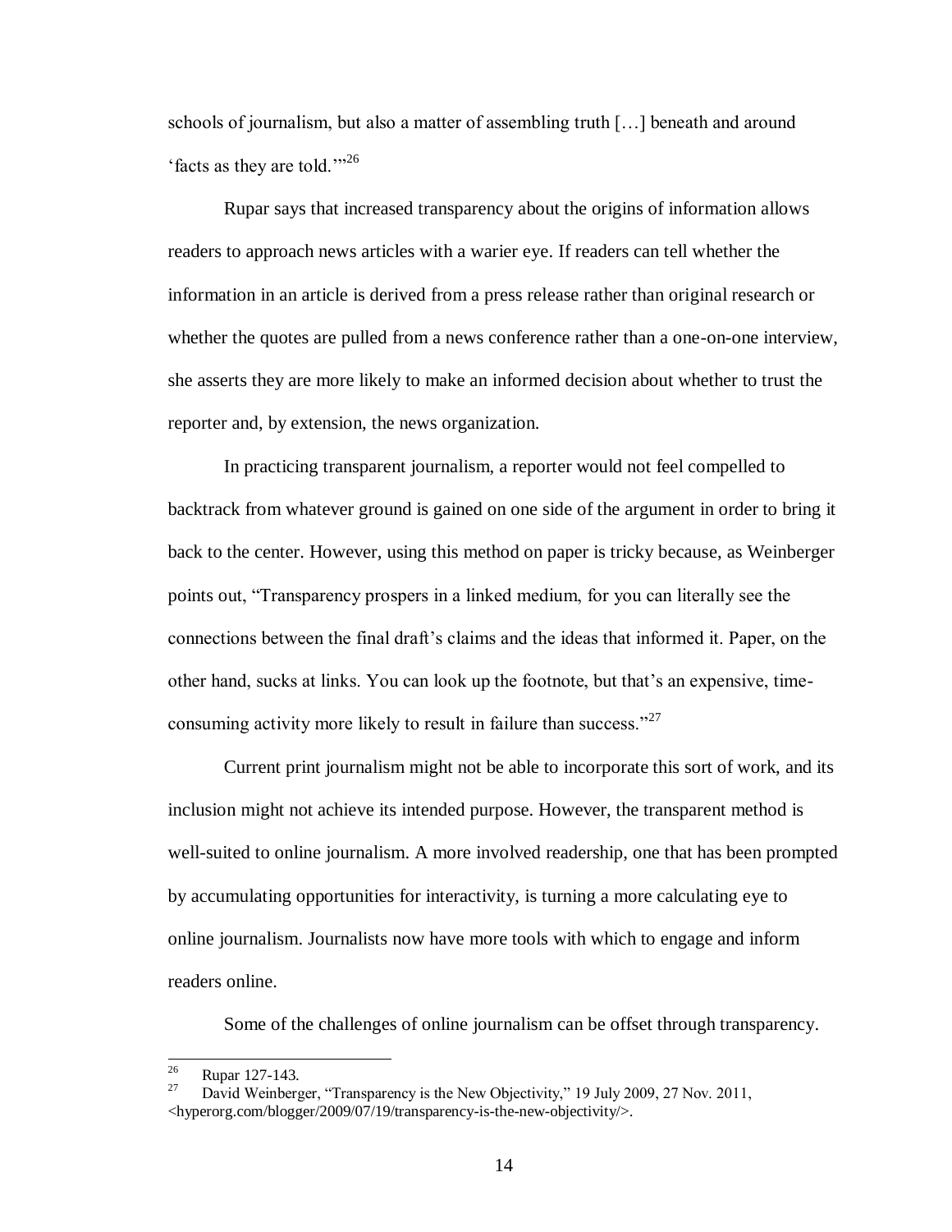schools of journalism, but also a matter of assembling truth […] beneath and around 'facts as they are told.'"[26]

Rupar says that increased transparency about the origins of information allows readers to approach news articles with a warier eye. If readers can tell whether the information in an article is derived from a press release rather than original research or whether the quotes are pulled from a news conference rather than a one-on-one interview, she asserts they are more likely to make an informed decision about whether to trust the reporter and, by extension, the news organization.

In practicing transparent journalism, a reporter would not feel compelled to backtrack from whatever ground is gained on one side of the argument in order to bring it back to the center. However, using this method on paper is tricky because, as Weinberger points out, "Transparency prospers in a linked medium, for you can literally see the connections between the final draft's claims and the ideas that informed it. Paper, on the other hand, sucks at links. You can look up the footnote, but that's an expensive, time-consuming activity more likely to result in failure than success."[27]

Current print journalism might not be able to incorporate this sort of work, and its inclusion might not achieve its intended purpose. However, the transparent method is well-suited to online journalism. A more involved readership, one that has been prompted by accumulating opportunities for interactivity, is turning a more calculating eye to online journalism. Journalists now have more tools with which to engage and inform readers online.

Some of the challenges of online journalism can be offset through transparency.

[26] Rupar 127-143.

[27] David Weinberger, "Transparency is the New Objectivity," 19 July 2009, 27 Nov. 2011, <hyperorg.com/blogger/2009/07/19/transparency-is-the-new-objectivity/>.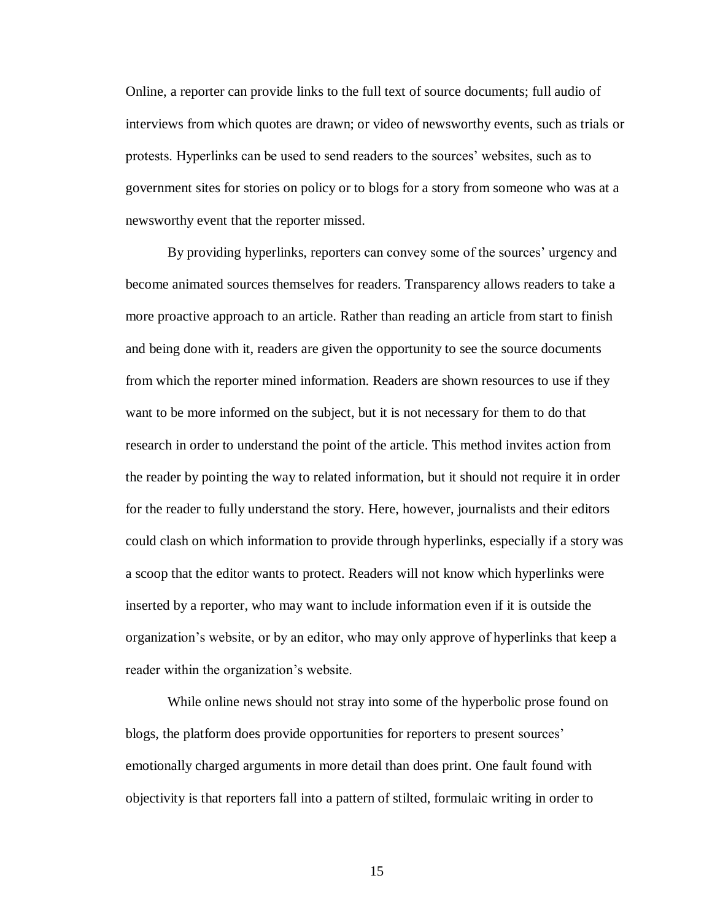Online, a reporter can provide links to the full text of source documents; full audio of interviews from which quotes are drawn; or video of newsworthy events, such as trials or protests. Hyperlinks can be used to send readers to the sources' websites, such as to government sites for stories on policy or to blogs for a story from someone who was at a newsworthy event that the reporter missed.

By providing hyperlinks, reporters can convey some of the sources' urgency and become animated sources themselves for readers. Transparency allows readers to take a more proactive approach to an article. Rather than reading an article from start to finish and being done with it, readers are given the opportunity to see the source documents from which the reporter mined information. Readers are shown resources to use if they want to be more informed on the subject, but it is not necessary for them to do that research in order to understand the point of the article. This method invites action from the reader by pointing the way to related information, but it should not require it in order for the reader to fully understand the story. Here, however, journalists and their editors could clash on which information to provide through hyperlinks, especially if a story was a scoop that the editor wants to protect. Readers will not know which hyperlinks were inserted by a reporter, who may want to include information even if it is outside the organization's website, or by an editor, who may only approve of hyperlinks that keep a reader within the organization's website.

While online news should not stray into some of the hyperbolic prose found on blogs, the platform does provide opportunities for reporters to present sources' emotionally charged arguments in more detail than does print. One fault found with objectivity is that reporters fall into a pattern of stilted, formulaic writing in order to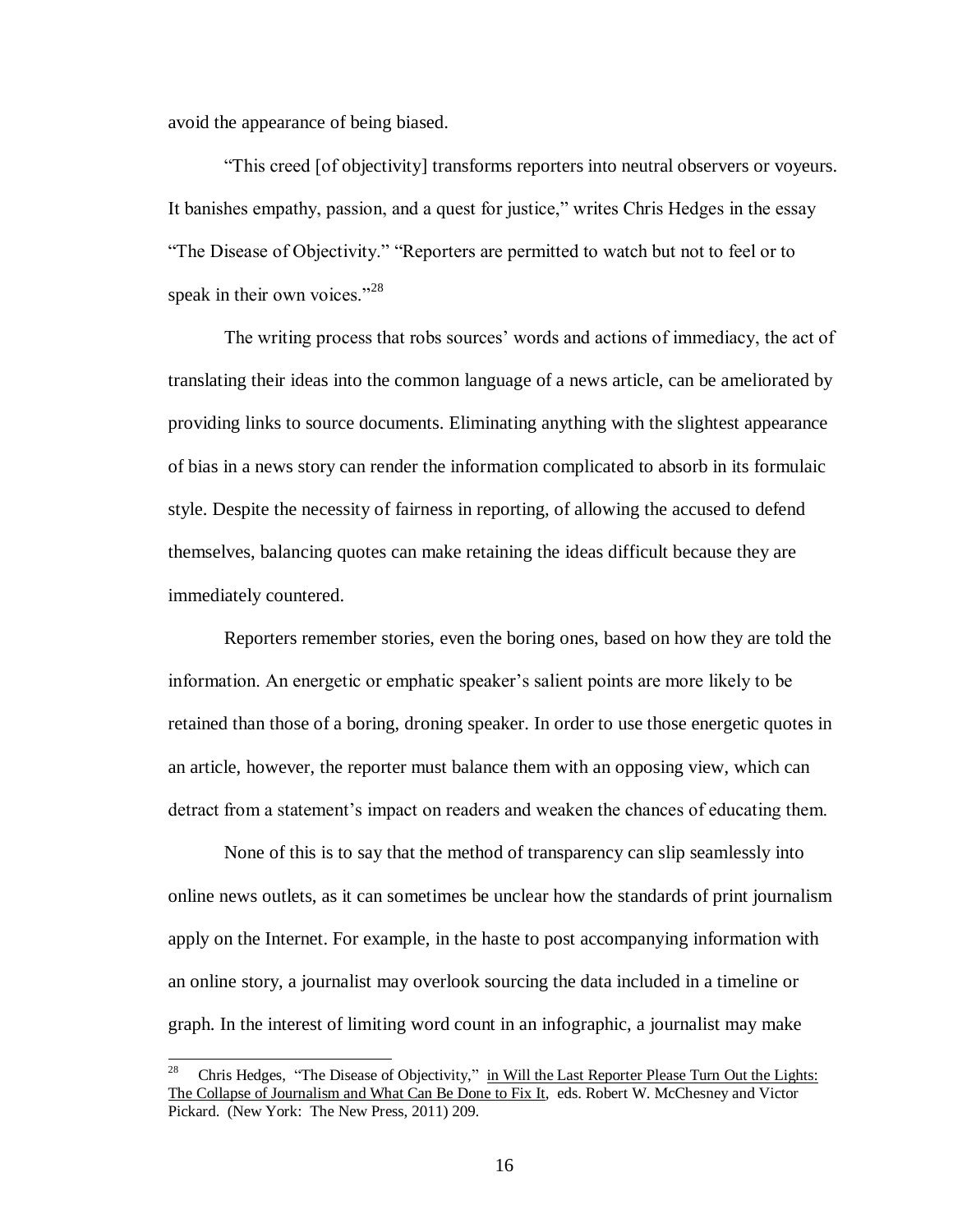avoid the appearance of being biased.

"This creed [of objectivity] transforms reporters into neutral observers or voyeurs. It banishes empathy, passion, and a quest for justice," writes Chris Hedges in the essay "The Disease of Objectivity." "Reporters are permitted to watch but not to feel or to speak in their own voices."[28]

The writing process that robs sources' words and actions of immediacy, the act of translating their ideas into the common language of a news article, can be ameliorated by providing links to source documents. Eliminating anything with the slightest appearance of bias in a news story can render the information complicated to absorb in its formulaic style. Despite the necessity of fairness in reporting, of allowing the accused to defend themselves, balancing quotes can make retaining the ideas difficult because they are immediately countered.

Reporters remember stories, even the boring ones, based on how they are told the information. An energetic or emphatic speaker's salient points are more likely to be retained than those of a boring, droning speaker. In order to use those energetic quotes in an article, however, the reporter must balance them with an opposing view, which can detract from a statement's impact on readers and weaken the chances of educating them.

None of this is to say that the method of transparency can slip seamlessly into online news outlets, as it can sometimes be unclear how the standards of print journalism apply on the Internet. For example, in the haste to post accompanying information with an online story, a journalist may overlook sourcing the data included in a timeline or graph. In the interest of limiting word count in an infographic, a journalist may make

---

[28] Chris Hedges, "The Disease of Objectivity," in Will the Last Reporter Please Turn Out the Lights: The Collapse of Journalism and What Can Be Done to Fix It, eds. Robert W. McChesney and Victor Pickard. (New York: The New Press, 2011) 209.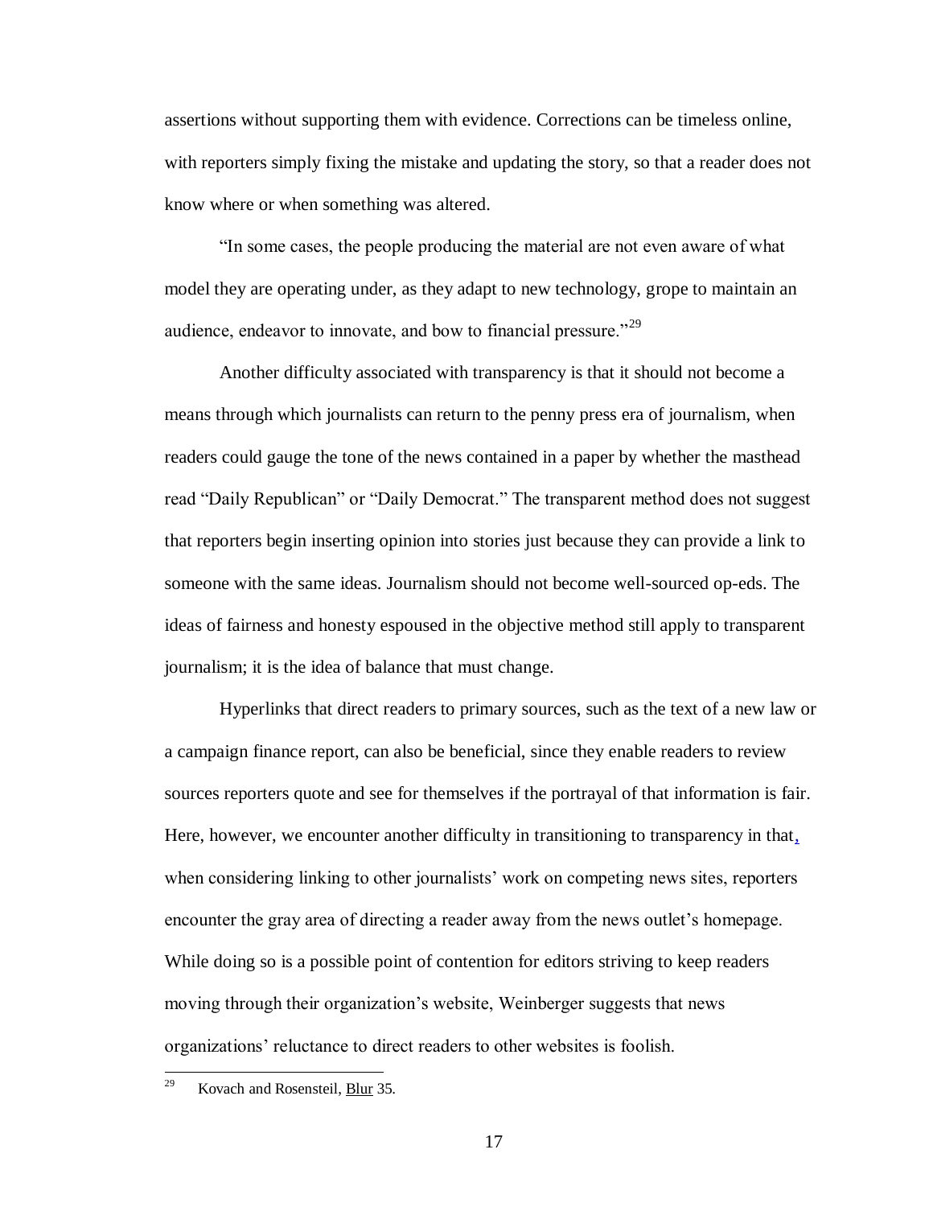assertions without supporting them with evidence. Corrections can be timeless online, with reporters simply fixing the mistake and updating the story, so that a reader does not know where or when something was altered.

"In some cases, the people producing the material are not even aware of what model they are operating under, as they adapt to new technology, grope to maintain an audience, endeavor to innovate, and bow to financial pressure."[29]

Another difficulty associated with transparency is that it should not become a means through which journalists can return to the penny press era of journalism, when readers could gauge the tone of the news contained in a paper by whether the masthead read "Daily Republican" or "Daily Democrat." The transparent method does not suggest that reporters begin inserting opinion into stories just because they can provide a link to someone with the same ideas. Journalism should not become well-sourced op-eds. The ideas of fairness and honesty espoused in the objective method still apply to transparent journalism; it is the idea of balance that must change.

Hyperlinks that direct readers to primary sources, such as the text of a new law or a campaign finance report, can also be beneficial, since they enable readers to review sources reporters quote and see for themselves if the portrayal of that information is fair. Here, however, we encounter another difficulty in transitioning to transparency in that, when considering linking to other journalists' work on competing news sites, reporters encounter the gray area of directing a reader away from the news outlet's homepage. While doing so is a possible point of contention for editors striving to keep readers moving through their organization's website, Weinberger suggests that news organizations' reluctance to direct readers to other websites is foolish.

[29] Kovach and Rosensteil, Blur 35.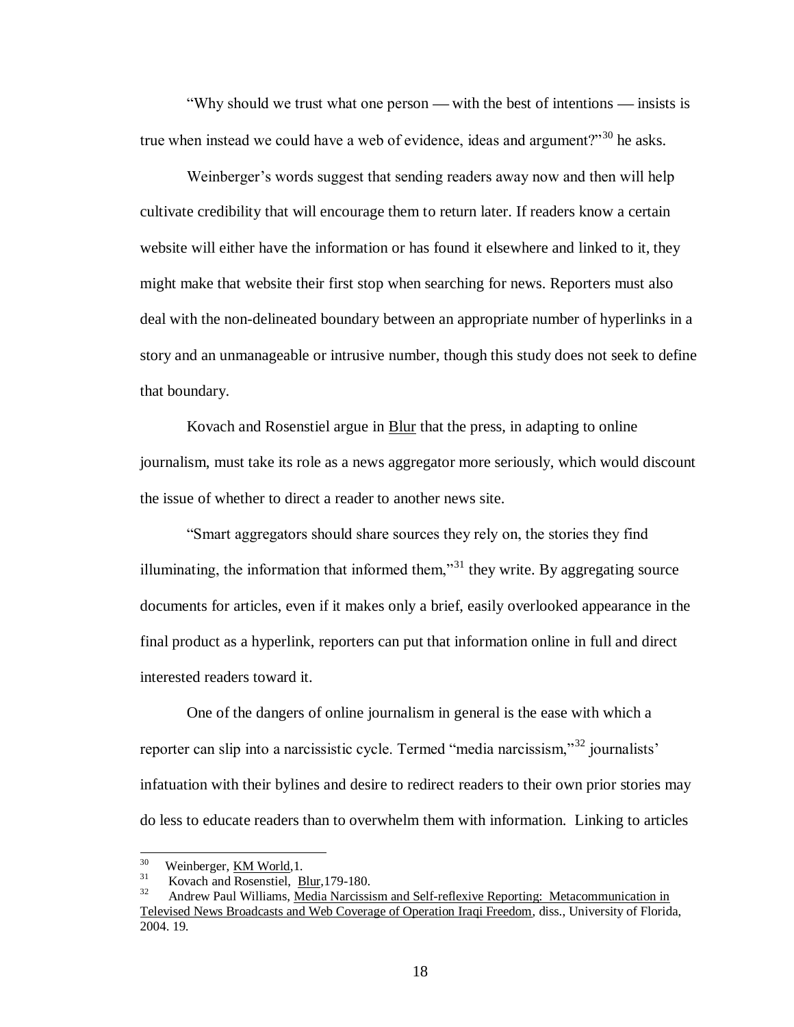"Why should we trust what one person — with the best of intentions — insists is true when instead we could have a web of evidence, ideas and argument?"[30] he asks.

Weinberger's words suggest that sending readers away now and then will help cultivate credibility that will encourage them to return later. If readers know a certain website will either have the information or has found it elsewhere and linked to it, they might make that website their first stop when searching for news. Reporters must also deal with the non-delineated boundary between an appropriate number of hyperlinks in a story and an unmanageable or intrusive number, though this study does not seek to define that boundary.

Kovach and Rosenstiel argue in Blur that the press, in adapting to online journalism, must take its role as a news aggregator more seriously, which would discount the issue of whether to direct a reader to another news site.

"Smart aggregators should share sources they rely on, the stories they find illuminating, the information that informed them,"[31] they write. By aggregating source documents for articles, even if it makes only a brief, easily overlooked appearance in the final product as a hyperlink, reporters can put that information online in full and direct interested readers toward it.

One of the dangers of online journalism in general is the ease with which a reporter can slip into a narcissistic cycle. Termed "media narcissism,"[32] journalists' infatuation with their bylines and desire to redirect readers to their own prior stories may do less to educate readers than to overwhelm them with information. Linking to articles

---

[30] Weinberger, KM World,1.

[31] Kovach and Rosenstiel, Blur,179-180.

[32] Andrew Paul Williams, Media Narcissism and Self-reflexive Reporting: Metacommunication in Televised News Broadcasts and Web Coverage of Operation Iraqi Freedom, diss., University of Florida, 2004. 19.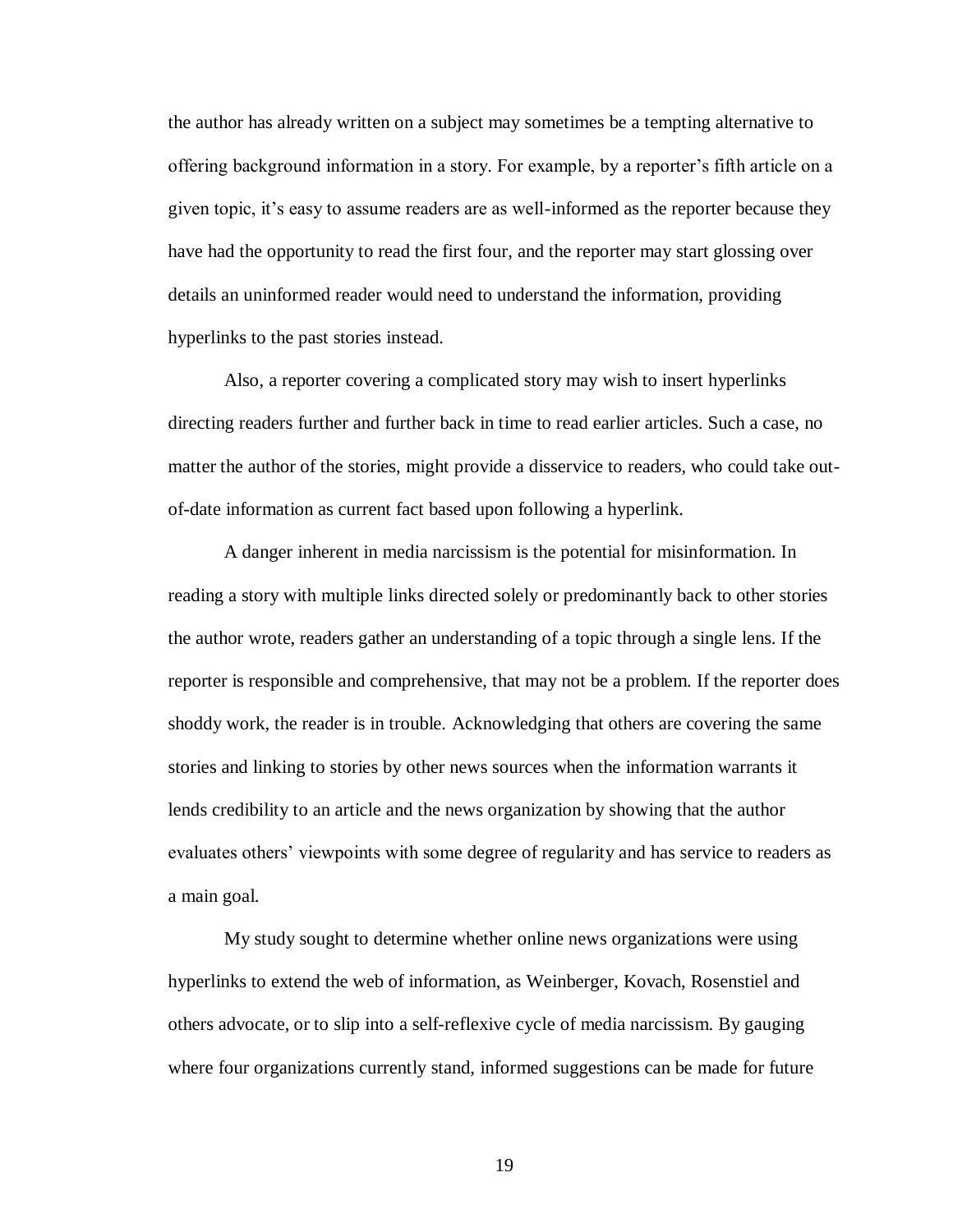the author has already written on a subject may sometimes be a tempting alternative to offering background information in a story. For example, by a reporter's fifth article on a given topic, it's easy to assume readers are as well-informed as the reporter because they have had the opportunity to read the first four, and the reporter may start glossing over details an uninformed reader would need to understand the information, providing hyperlinks to the past stories instead.

Also, a reporter covering a complicated story may wish to insert hyperlinks directing readers further and further back in time to read earlier articles. Such a case, no matter the author of the stories, might provide a disservice to readers, who could take out-of-date information as current fact based upon following a hyperlink.

A danger inherent in media narcissism is the potential for misinformation. In reading a story with multiple links directed solely or predominantly back to other stories the author wrote, readers gather an understanding of a topic through a single lens. If the reporter is responsible and comprehensive, that may not be a problem. If the reporter does shoddy work, the reader is in trouble. Acknowledging that others are covering the same stories and linking to stories by other news sources when the information warrants it lends credibility to an article and the news organization by showing that the author evaluates others' viewpoints with some degree of regularity and has service to readers as a main goal.

My study sought to determine whether online news organizations were using hyperlinks to extend the web of information, as Weinberger, Kovach, Rosenstiel and others advocate, or to slip into a self-reflexive cycle of media narcissism. By gauging where four organizations currently stand, informed suggestions can be made for future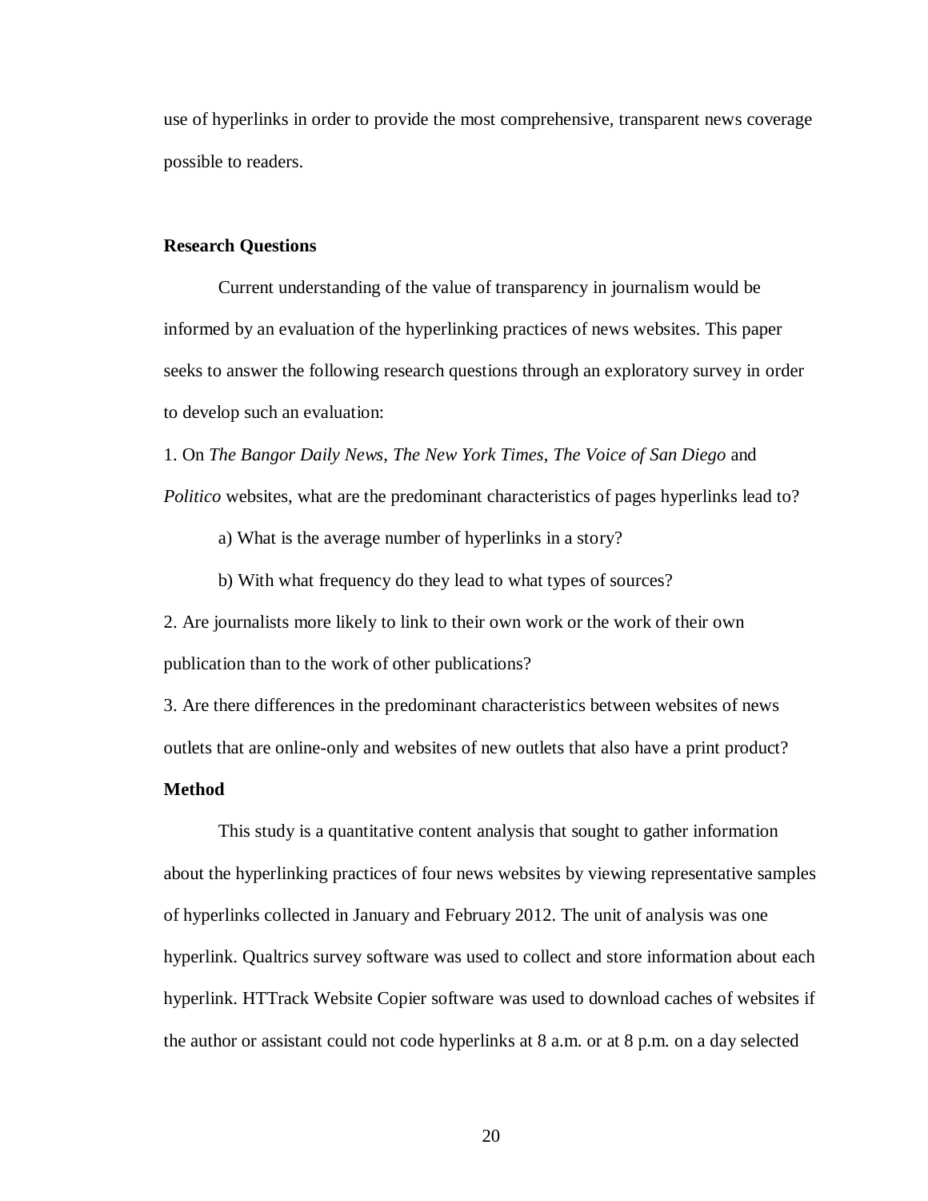use of hyperlinks in order to provide the most comprehensive, transparent news coverage possible to readers.

**Research Questions**

Current understanding of the value of transparency in journalism would be informed by an evaluation of the hyperlinking practices of news websites. This paper seeks to answer the following research questions through an exploratory survey in order to develop such an evaluation:

1. On *The Bangor Daily News*, *The New York Times*, *The Voice of San Diego* and *Politico* websites, what are the predominant characteristics of pages hyperlinks lead to?

   a) What is the average number of hyperlinks in a story?

   b) With what frequency do they lead to what types of sources?

2. Are journalists more likely to link to their own work or the work of their own publication than to the work of other publications?

3. Are there differences in the predominant characteristics between websites of news outlets that are online-only and websites of new outlets that also have a print product?

**Method**

This study is a quantitative content analysis that sought to gather information about the hyperlinking practices of four news websites by viewing representative samples of hyperlinks collected in January and February 2012. The unit of analysis was one hyperlink. Qualtrics survey software was used to collect and store information about each hyperlink. HTTrack Website Copier software was used to download caches of websites if the author or assistant could not code hyperlinks at 8 a.m. or at 8 p.m. on a day selected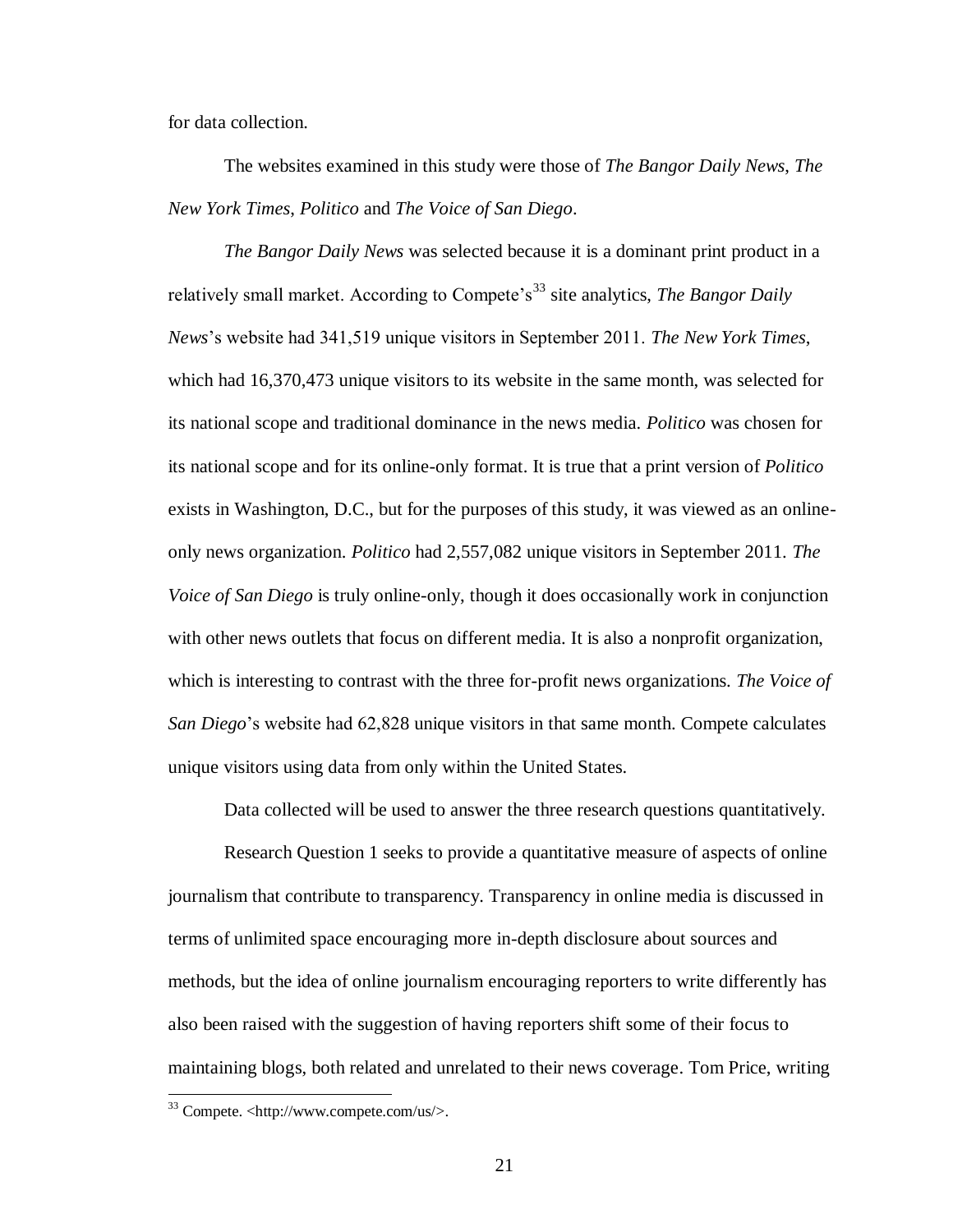for data collection.

The websites examined in this study were those of *The Bangor Daily News*, *The New York Times*, *Politico* and *The Voice of San Diego*.

*The Bangor Daily News* was selected because it is a dominant print product in a relatively small market. According to Compete's[33] site analytics, *The Bangor Daily News*'s website had 341,519 unique visitors in September 2011. *The New York Times*, which had 16,370,473 unique visitors to its website in the same month, was selected for its national scope and traditional dominance in the news media. *Politico* was chosen for its national scope and for its online-only format. It is true that a print version of *Politico* exists in Washington, D.C., but for the purposes of this study, it was viewed as an online-only news organization. *Politico* had 2,557,082 unique visitors in September 2011. *The Voice of San Diego* is truly online-only, though it does occasionally work in conjunction with other news outlets that focus on different media. It is also a nonprofit organization, which is interesting to contrast with the three for-profit news organizations. *The Voice of San Diego*'s website had 62,828 unique visitors in that same month. Compete calculates unique visitors using data from only within the United States.

Data collected will be used to answer the three research questions quantitatively.

Research Question 1 seeks to provide a quantitative measure of aspects of online journalism that contribute to transparency. Transparency in online media is discussed in terms of unlimited space encouraging more in-depth disclosure about sources and methods, but the idea of online journalism encouraging reporters to write differently has also been raised with the suggestion of having reporters shift some of their focus to maintaining blogs, both related and unrelated to their news coverage. Tom Price, writing

---

[33] Compete. <http://www.compete.com/us/>.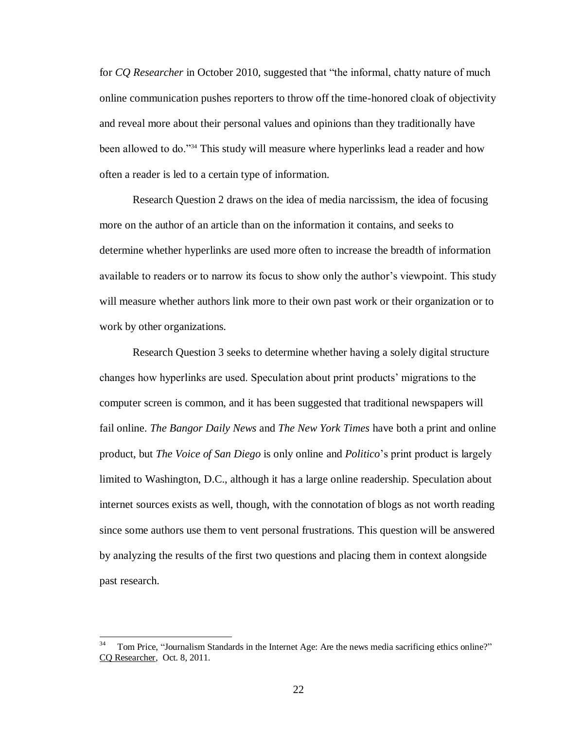for *CQ Researcher* in October 2010, suggested that "the informal, chatty nature of much online communication pushes reporters to throw off the time-honored cloak of objectivity and reveal more about their personal values and opinions than they traditionally have been allowed to do."[34] This study will measure where hyperlinks lead a reader and how often a reader is led to a certain type of information.

Research Question 2 draws on the idea of media narcissism, the idea of focusing more on the author of an article than on the information it contains, and seeks to determine whether hyperlinks are used more often to increase the breadth of information available to readers or to narrow its focus to show only the author's viewpoint. This study will measure whether authors link more to their own past work or their organization or to work by other organizations.

Research Question 3 seeks to determine whether having a solely digital structure changes how hyperlinks are used. Speculation about print products' migrations to the computer screen is common, and it has been suggested that traditional newspapers will fail online. *The Bangor Daily News* and *The New York Times* have both a print and online product, but *The Voice of San Diego* is only online and *Politico*'s print product is largely limited to Washington, D.C., although it has a large online readership. Speculation about internet sources exists as well, though, with the connotation of blogs as not worth reading since some authors use them to vent personal frustrations. This question will be answered by analyzing the results of the first two questions and placing them in context alongside past research.

---

[34] Tom Price, "Journalism Standards in the Internet Age: Are the news media sacrificing ethics online?" CQ Researcher, Oct. 8, 2011.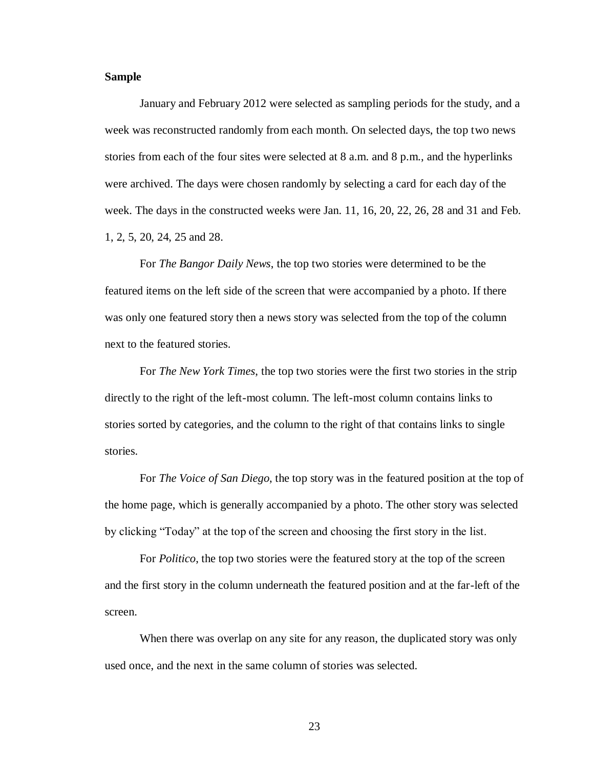**Sample**

January and February 2012 were selected as sampling periods for the study, and a week was reconstructed randomly from each month. On selected days, the top two news stories from each of the four sites were selected at 8 a.m. and 8 p.m., and the hyperlinks were archived. The days were chosen randomly by selecting a card for each day of the week. The days in the constructed weeks were Jan. 11, 16, 20, 22, 26, 28 and 31 and Feb. 1, 2, 5, 20, 24, 25 and 28.

For *The Bangor Daily News*, the top two stories were determined to be the featured items on the left side of the screen that were accompanied by a photo. If there was only one featured story then a news story was selected from the top of the column next to the featured stories.

For *The New York Times*, the top two stories were the first two stories in the strip directly to the right of the left-most column. The left-most column contains links to stories sorted by categories, and the column to the right of that contains links to single stories.

For *The Voice of San Diego*, the top story was in the featured position at the top of the home page, which is generally accompanied by a photo. The other story was selected by clicking "Today" at the top of the screen and choosing the first story in the list.

For *Politico*, the top two stories were the featured story at the top of the screen and the first story in the column underneath the featured position and at the far-left of the screen.

When there was overlap on any site for any reason, the duplicated story was only used once, and the next in the same column of stories was selected.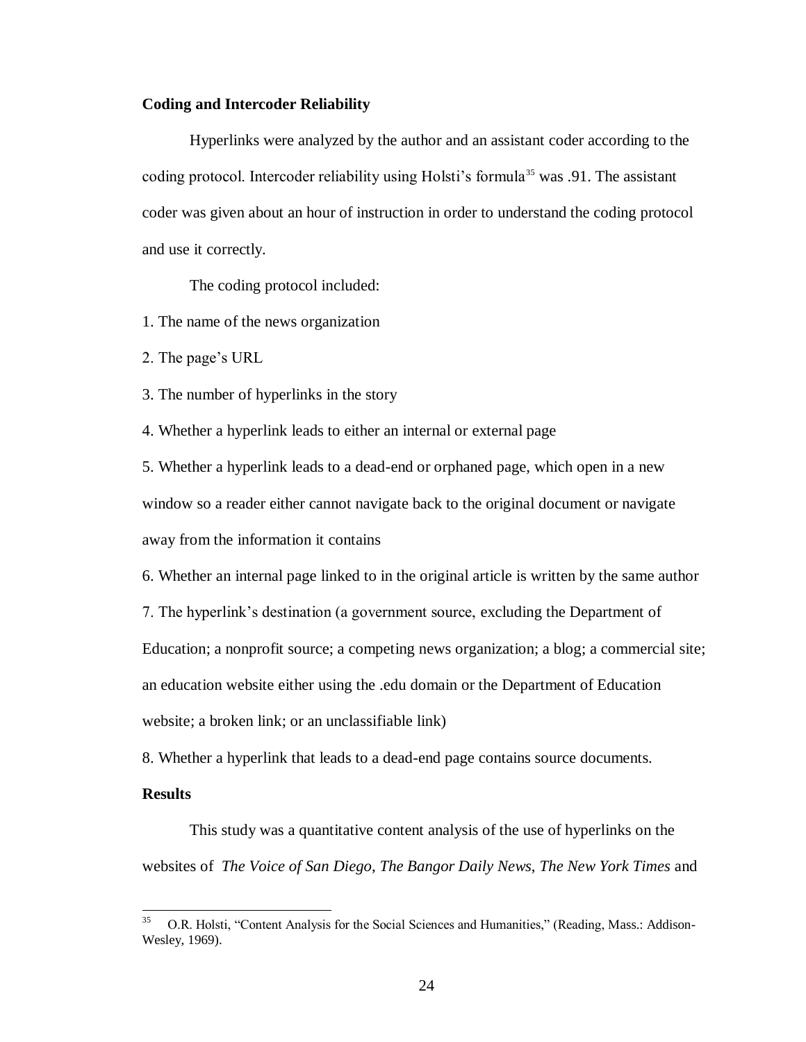**Coding and Intercoder Reliability**

Hyperlinks were analyzed by the author and an assistant coder according to the coding protocol. Intercoder reliability using Holsti's formula[35] was .91. The assistant coder was given about an hour of instruction in order to understand the coding protocol and use it correctly.

The coding protocol included:

1. The name of the news organization

2. The page's URL

3. The number of hyperlinks in the story

4. Whether a hyperlink leads to either an internal or external page

5. Whether a hyperlink leads to a dead-end or orphaned page, which open in a new window so a reader either cannot navigate back to the original document or navigate away from the information it contains

6. Whether an internal page linked to in the original article is written by the same author

7. The hyperlink's destination (a government source, excluding the Department of Education; a nonprofit source; a competing news organization; a blog; a commercial site; an education website either using the .edu domain or the Department of Education website; a broken link; or an unclassifiable link)

8. Whether a hyperlink that leads to a dead-end page contains source documents.

**Results**

This study was a quantitative content analysis of the use of hyperlinks on the websites of *The Voice of San Diego*, *The Bangor Daily News*, *The New York Times* and

[35] O.R. Holsti, "Content Analysis for the Social Sciences and Humanities," (Reading, Mass.: Addison-Wesley, 1969).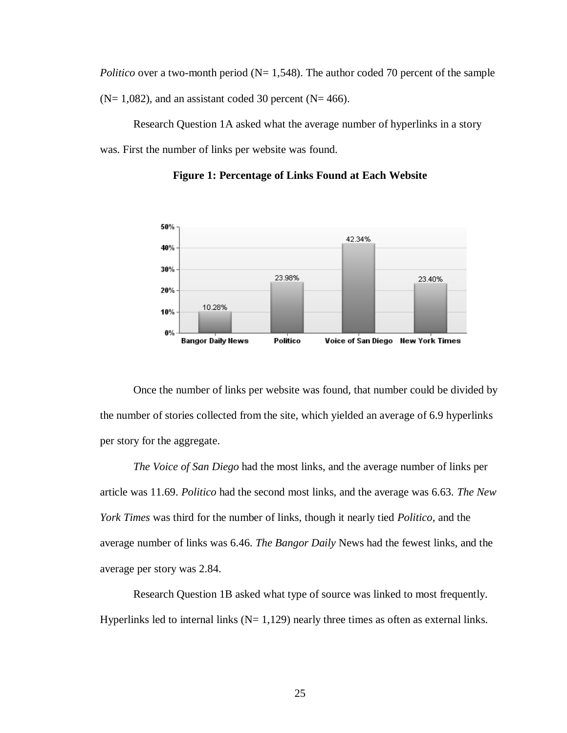*Politico* over a two-month period (N= 1,548). The author coded 70 percent of the sample (N= 1,082), and an assistant coded 30 percent (N= 466).

Research Question 1A asked what the average number of hyperlinks in a story was. First the number of links per website was found.

**Figure 1: Percentage of Links Found at Each Website**

50%
40%
30%
20%
10%
0%

10.28%
23.98%
42.34%
23.40%

Bangor Daily News
Politico
Voice of San Diego
New York Times

Once the number of links per website was found, that number could be divided by the number of stories collected from the site, which yielded an average of 6.9 hyperlinks per story for the aggregate.

*The Voice of San Diego* had the most links, and the average number of links per article was 11.69. *Politico* had the second most links, and the average was 6.63. *The New York Times* was third for the number of links, though it nearly tied *Politico*, and the average number of links was 6.46. *The Bangor Daily* News had the fewest links, and the average per story was 2.84.

Research Question 1B asked what type of source was linked to most frequently. Hyperlinks led to internal links (N= 1,129) nearly three times as often as external links.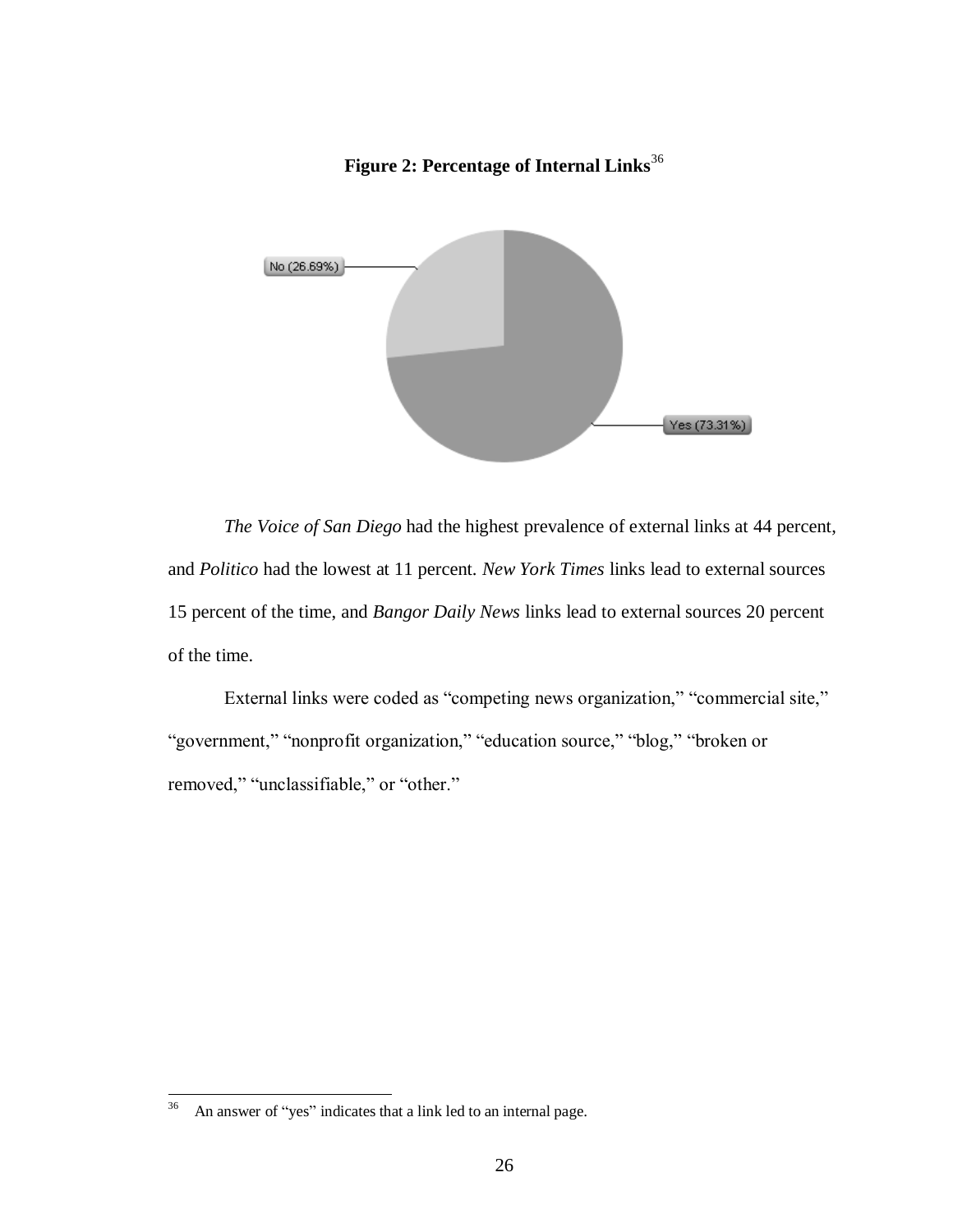**Figure 2: Percentage of Internal Links**[36]

No (26.69%)

Yes (73.31%)

*The Voice of San Diego* had the highest prevalence of external links at 44 percent, and *Politico* had the lowest at 11 percent. *New York Times* links lead to external sources 15 percent of the time, and *Bangor Daily News* links lead to external sources 20 percent of the time.

External links were coded as "competing news organization," "commercial site," "government," "nonprofit organization," "education source," "blog," "broken or removed," "unclassifiable," or "other."

---

[36] An answer of "yes" indicates that a link led to an internal page.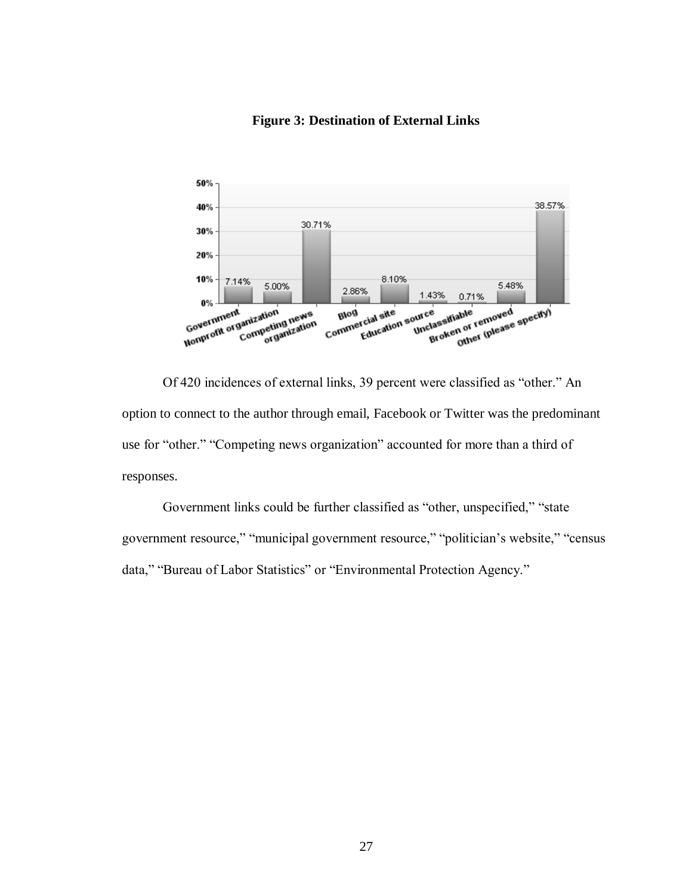**Figure 3: Destination of External Links**

50%
40%
30%
20%
10%
0%

7.14%
5.00%
30.71%
2.86%
8.10%
1.43%
0.71%
5.48%
38.57%

Government
Nonprofit organization
Competing news organization
Blog
Commercial site
Education source
Unclassifiable
Broken or removed
Other (please specify)

Of 420 incidences of external links, 39 percent were classified as "other." An option to connect to the author through email, Facebook or Twitter was the predominant use for "other." "Competing news organization" accounted for more than a third of responses.

Government links could be further classified as "other, unspecified," "state government resource," "municipal government resource," "politician's website," "census data," "Bureau of Labor Statistics" or "Environmental Protection Agency."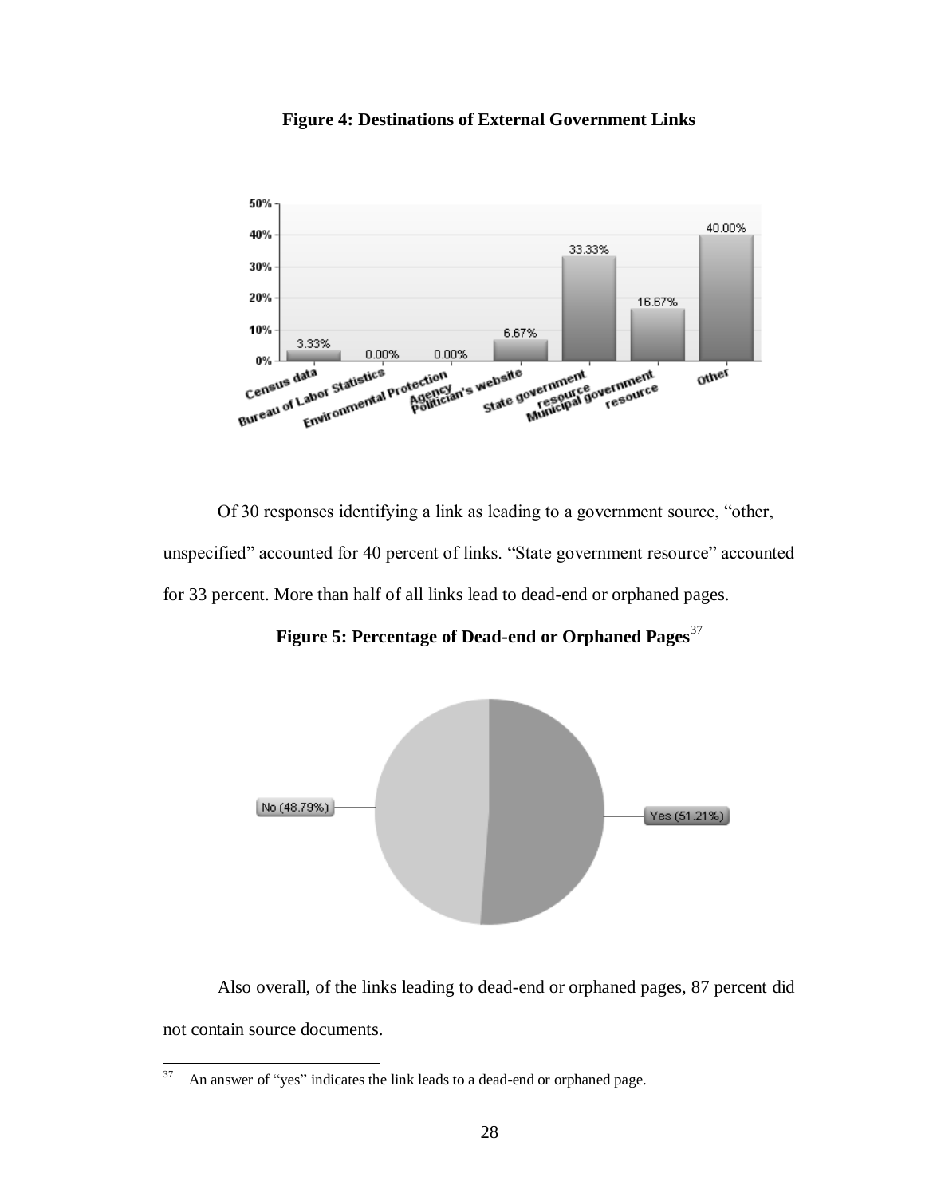**Figure 4: Destinations of External Government Links**

50%
40%
30%
20%
10%
0%

3.33%
0.00%
0.00%
6.67%
33.33%
16.67%
40.00%

Census data
Bureau of Labor Statistics
Environmental Protection Agency
Politician's website
State government resource
Municipal government resource
Other

Of 30 responses identifying a link as leading to a government source, "other, unspecified" accounted for 40 percent of links. "State government resource" accounted for 33 percent. More than half of all links lead to dead-end or orphaned pages.

**Figure 5: Percentage of Dead-end or Orphaned Pages**[37]

No (48.79%)
Yes (51.21%)

Also overall, of the links leading to dead-end or orphaned pages, 87 percent did not contain source documents.

---

[37] An answer of "yes" indicates the link leads to a dead-end or orphaned page.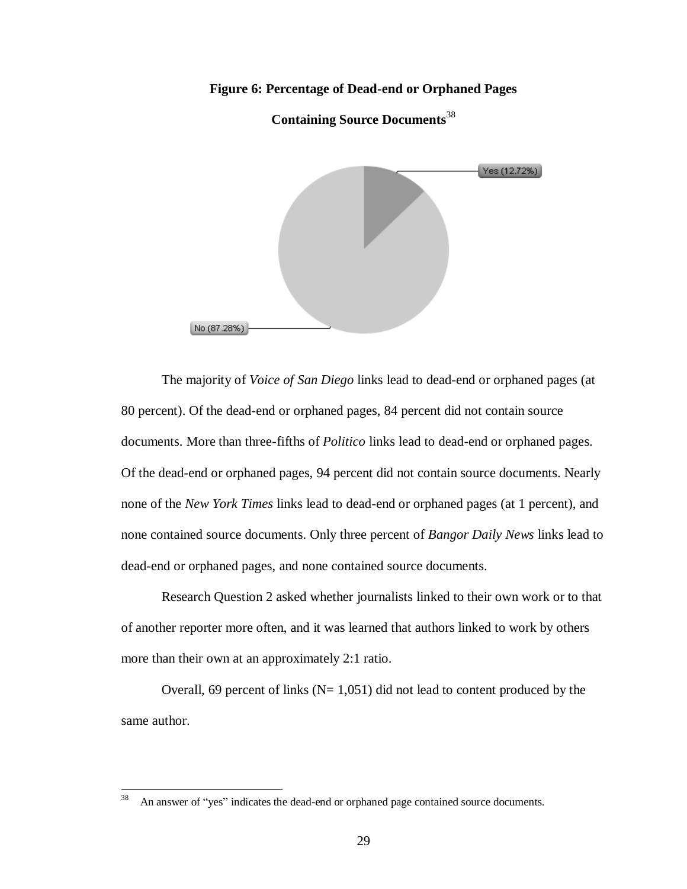**Figure 6: Percentage of Dead-end or Orphaned Pages Containing Source Documents**[38]

Yes (12.72%)

No (87.28%)

The majority of *Voice of San Diego* links lead to dead-end or orphaned pages (at 80 percent). Of the dead-end or orphaned pages, 84 percent did not contain source documents. More than three-fifths of *Politico* links lead to dead-end or orphaned pages. Of the dead-end or orphaned pages, 94 percent did not contain source documents. Nearly none of the *New York Times* links lead to dead-end or orphaned pages (at 1 percent), and none contained source documents. Only three percent of *Bangor Daily News* links lead to dead-end or orphaned pages, and none contained source documents.

Research Question 2 asked whether journalists linked to their own work or to that of another reporter more often, and it was learned that authors linked to work by others more than their own at an approximately 2:1 ratio.

Overall, 69 percent of links (N= 1,051) did not lead to content produced by the same author.

[38] An answer of "yes" indicates the dead-end or orphaned page contained source documents.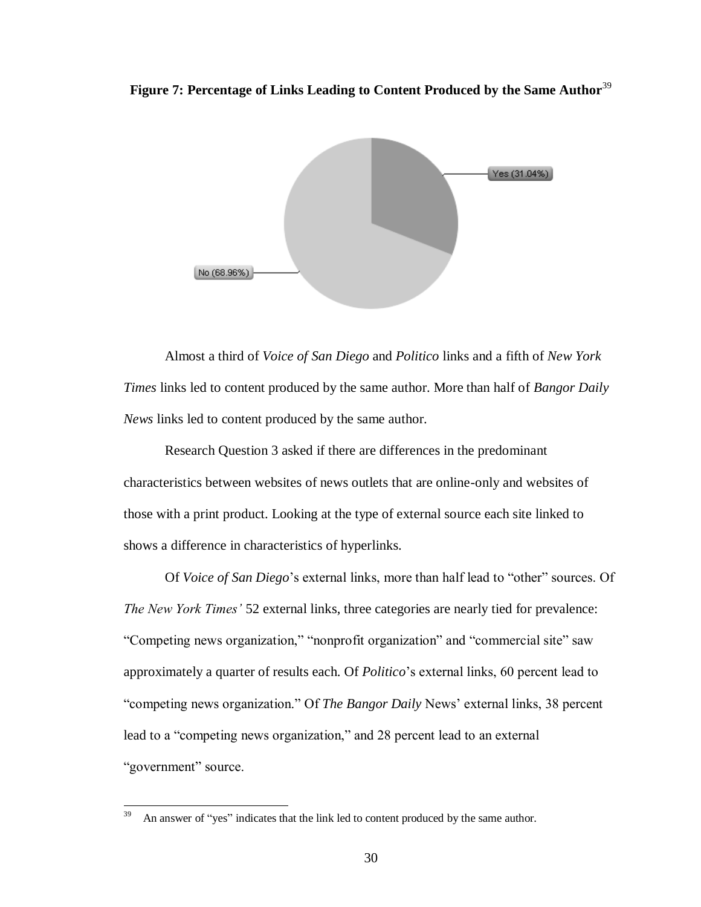**Figure 7: Percentage of Links Leading to Content Produced by the Same Author**[39]

Yes (31.04%)

No (68.96%)

Almost a third of *Voice of San Diego* and *Politico* links and a fifth of *New York Times* links led to content produced by the same author. More than half of *Bangor Daily News* links led to content produced by the same author.

Research Question 3 asked if there are differences in the predominant characteristics between websites of news outlets that are online-only and websites of those with a print product. Looking at the type of external source each site linked to shows a difference in characteristics of hyperlinks.

Of *Voice of San Diego*'s external links, more than half lead to "other" sources. Of *The New York Times'* 52 external links, three categories are nearly tied for prevalence: "Competing news organization," "nonprofit organization" and "commercial site" saw approximately a quarter of results each. Of *Politico*'s external links, 60 percent lead to "competing news organization." Of *The Bangor Daily* News' external links, 38 percent lead to a "competing news organization," and 28 percent lead to an external "government" source.

[39] An answer of "yes" indicates that the link led to content produced by the same author.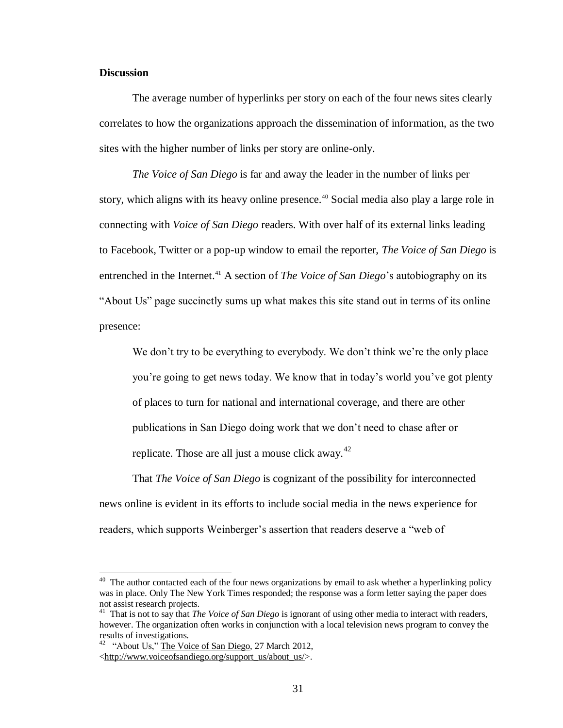**Discussion**

The average number of hyperlinks per story on each of the four news sites clearly correlates to how the organizations approach the dissemination of information, as the two sites with the higher number of links per story are online-only.

*The Voice of San Diego* is far and away the leader in the number of links per story, which aligns with its heavy online presence.[40] Social media also play a large role in connecting with *Voice of San Diego* readers. With over half of its external links leading to Facebook, Twitter or a pop-up window to email the reporter, *The Voice of San Diego* is entrenched in the Internet.[41] A section of *The Voice of San Diego*'s autobiography on its "About Us" page succinctly sums up what makes this site stand out in terms of its online presence:

> We don't try to be everything to everybody. We don't think we're the only place you're going to get news today. We know that in today's world you've got plenty of places to turn for national and international coverage, and there are other publications in San Diego doing work that we don't need to chase after or replicate. Those are all just a mouse click away.[42]

That *The Voice of San Diego* is cognizant of the possibility for interconnected news online is evident in its efforts to include social media in the news experience for readers, which supports Weinberger's assertion that readers deserve a "web of

---

[40] The author contacted each of the four news organizations by email to ask whether a hyperlinking policy was in place. Only The New York Times responded; the response was a form letter saying the paper does not assist research projects.

[41] That is not to say that *The Voice of San Diego* is ignorant of using other media to interact with readers, however. The organization often works in conjunction with a local television news program to convey the results of investigations.

[42] "About Us," The Voice of San Diego, 27 March 2012, <http://www.voiceofsandiego.org/support_us/about_us/>.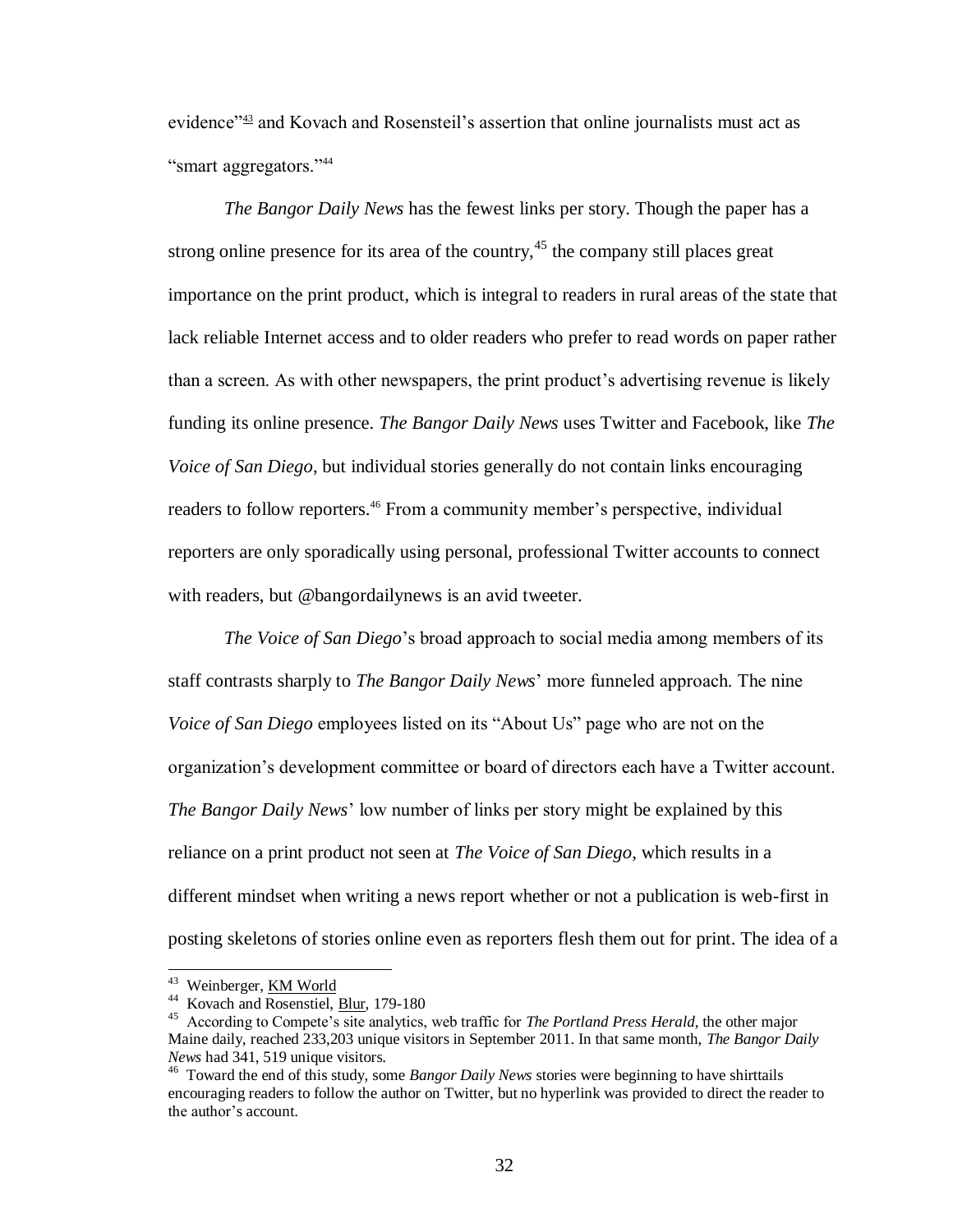evidence"[43] and Kovach and Rosensteil's assertion that online journalists must act as "smart aggregators."[44]

*The Bangor Daily News* has the fewest links per story. Though the paper has a strong online presence for its area of the country,[45] the company still places great importance on the print product, which is integral to readers in rural areas of the state that lack reliable Internet access and to older readers who prefer to read words on paper rather than a screen. As with other newspapers, the print product's advertising revenue is likely funding its online presence. *The Bangor Daily News* uses Twitter and Facebook, like *The Voice of San Diego*, but individual stories generally do not contain links encouraging readers to follow reporters.[46] From a community member's perspective, individual reporters are only sporadically using personal, professional Twitter accounts to connect with readers, but @bangordailynews is an avid tweeter.

*The Voice of San Diego*'s broad approach to social media among members of its staff contrasts sharply to *The Bangor Daily News*' more funneled approach. The nine *Voice of San Diego* employees listed on its "About Us" page who are not on the organization's development committee or board of directors each have a Twitter account. *The Bangor Daily News*' low number of links per story might be explained by this reliance on a print product not seen at *The Voice of San Diego*, which results in a different mindset when writing a news report whether or not a publication is web-first in posting skeletons of stories online even as reporters flesh them out for print. The idea of a

---

[43] Weinberger, KM World

[44] Kovach and Rosenstiel, Blur, 179-180

[45] According to Compete's site analytics, web traffic for *The Portland Press Herald*, the other major Maine daily, reached 233,203 unique visitors in September 2011. In that same month, *The Bangor Daily News* had 341, 519 unique visitors.

[46] Toward the end of this study, some *Bangor Daily News* stories were beginning to have shirttails encouraging readers to follow the author on Twitter, but no hyperlink was provided to direct the reader to the author's account.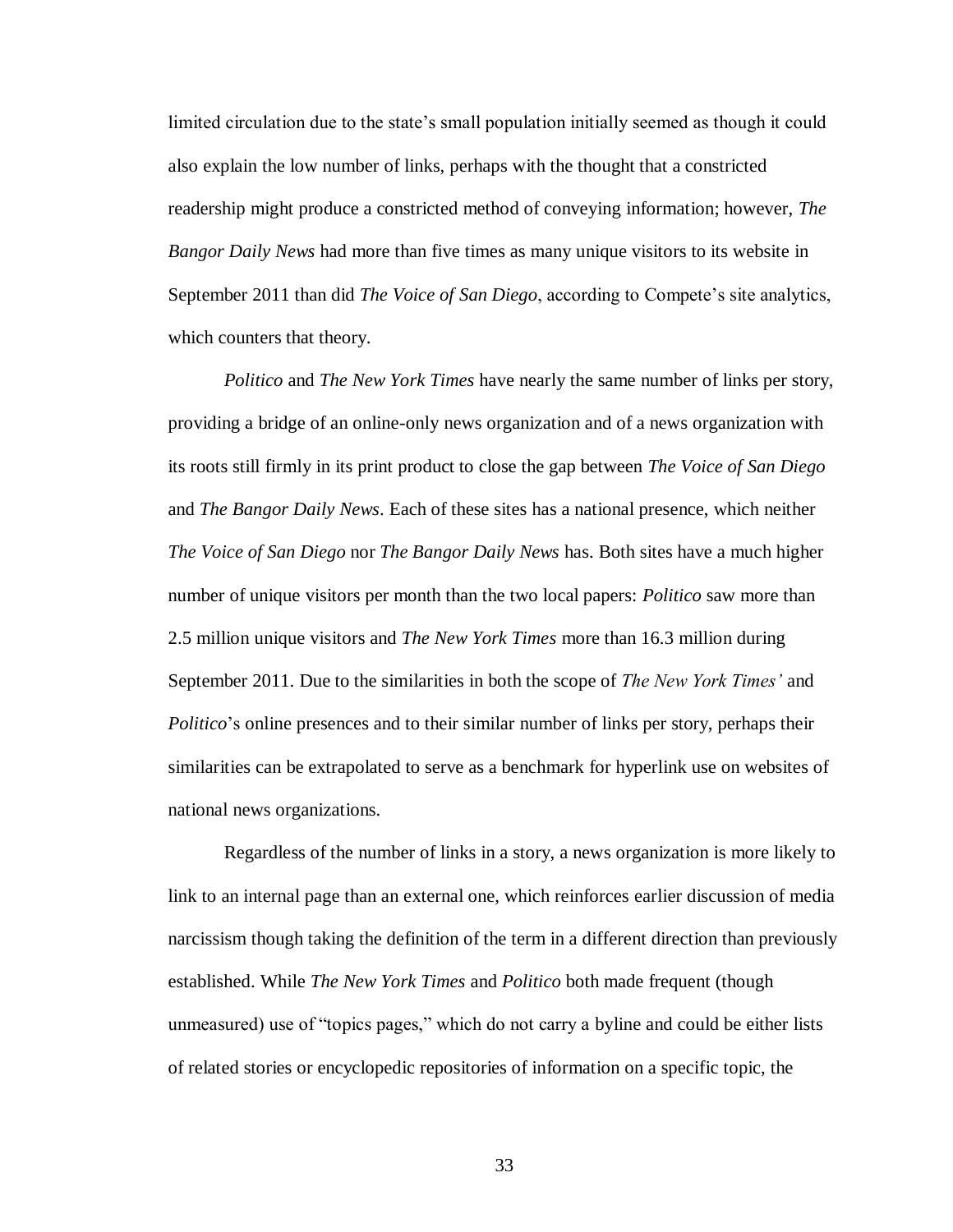limited circulation due to the state's small population initially seemed as though it could also explain the low number of links, perhaps with the thought that a constricted readership might produce a constricted method of conveying information; however, *The Bangor Daily News* had more than five times as many unique visitors to its website in September 2011 than did *The Voice of San Diego*, according to Compete's site analytics, which counters that theory.

*Politico* and *The New York Times* have nearly the same number of links per story, providing a bridge of an online-only news organization and of a news organization with its roots still firmly in its print product to close the gap between *The Voice of San Diego* and *The Bangor Daily News*. Each of these sites has a national presence, which neither *The Voice of San Diego* nor *The Bangor Daily News* has. Both sites have a much higher number of unique visitors per month than the two local papers: *Politico* saw more than 2.5 million unique visitors and *The New York Times* more than 16.3 million during September 2011. Due to the similarities in both the scope of *The New York Times'* and *Politico*'s online presences and to their similar number of links per story, perhaps their similarities can be extrapolated to serve as a benchmark for hyperlink use on websites of national news organizations.

Regardless of the number of links in a story, a news organization is more likely to link to an internal page than an external one, which reinforces earlier discussion of media narcissism though taking the definition of the term in a different direction than previously established. While *The New York Times* and *Politico* both made frequent (though unmeasured) use of "topics pages," which do not carry a byline and could be either lists of related stories or encyclopedic repositories of information on a specific topic, the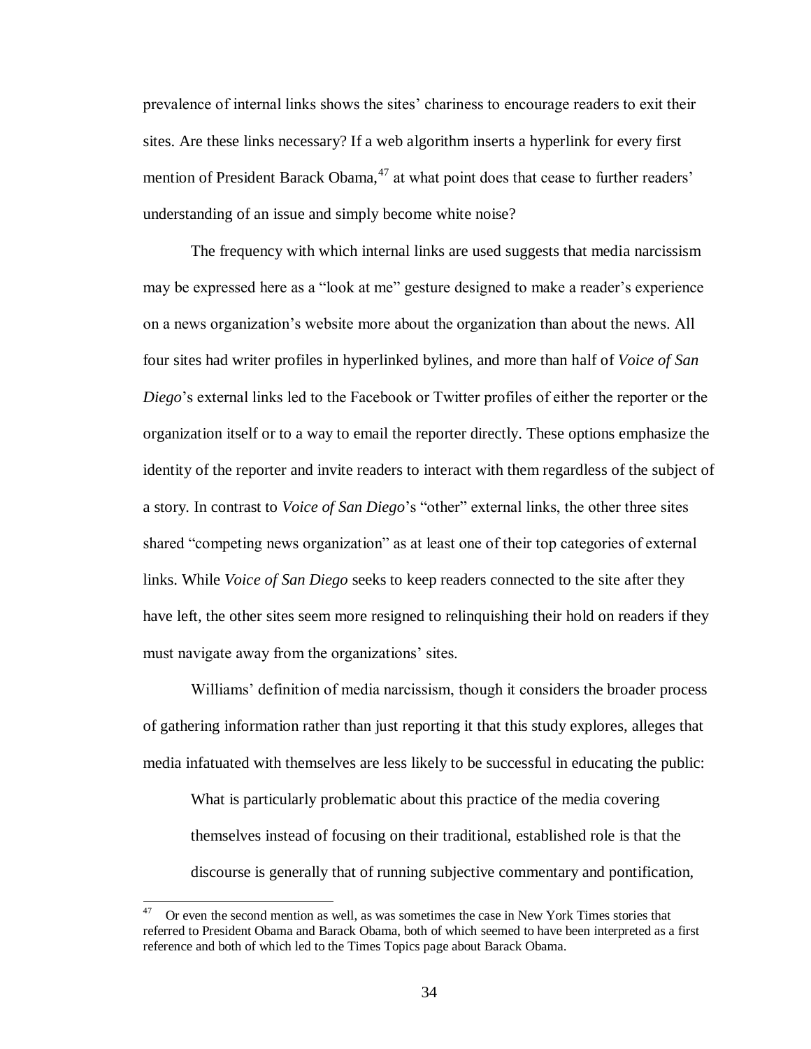prevalence of internal links shows the sites' chariness to encourage readers to exit their sites. Are these links necessary? If a web algorithm inserts a hyperlink for every first mention of President Barack Obama,[47] at what point does that cease to further readers' understanding of an issue and simply become white noise?

The frequency with which internal links are used suggests that media narcissism may be expressed here as a "look at me" gesture designed to make a reader's experience on a news organization's website more about the organization than about the news. All four sites had writer profiles in hyperlinked bylines, and more than half of *Voice of San Diego*'s external links led to the Facebook or Twitter profiles of either the reporter or the organization itself or to a way to email the reporter directly. These options emphasize the identity of the reporter and invite readers to interact with them regardless of the subject of a story. In contrast to *Voice of San Diego*'s "other" external links, the other three sites shared "competing news organization" as at least one of their top categories of external links. While *Voice of San Diego* seeks to keep readers connected to the site after they have left, the other sites seem more resigned to relinquishing their hold on readers if they must navigate away from the organizations' sites.

Williams' definition of media narcissism, though it considers the broader process of gathering information rather than just reporting it that this study explores, alleges that media infatuated with themselves are less likely to be successful in educating the public:

> What is particularly problematic about this practice of the media covering themselves instead of focusing on their traditional, established role is that the discourse is generally that of running subjective commentary and pontification,

---

[47] Or even the second mention as well, as was sometimes the case in New York Times stories that referred to President Obama and Barack Obama, both of which seemed to have been interpreted as a first reference and both of which led to the Times Topics page about Barack Obama.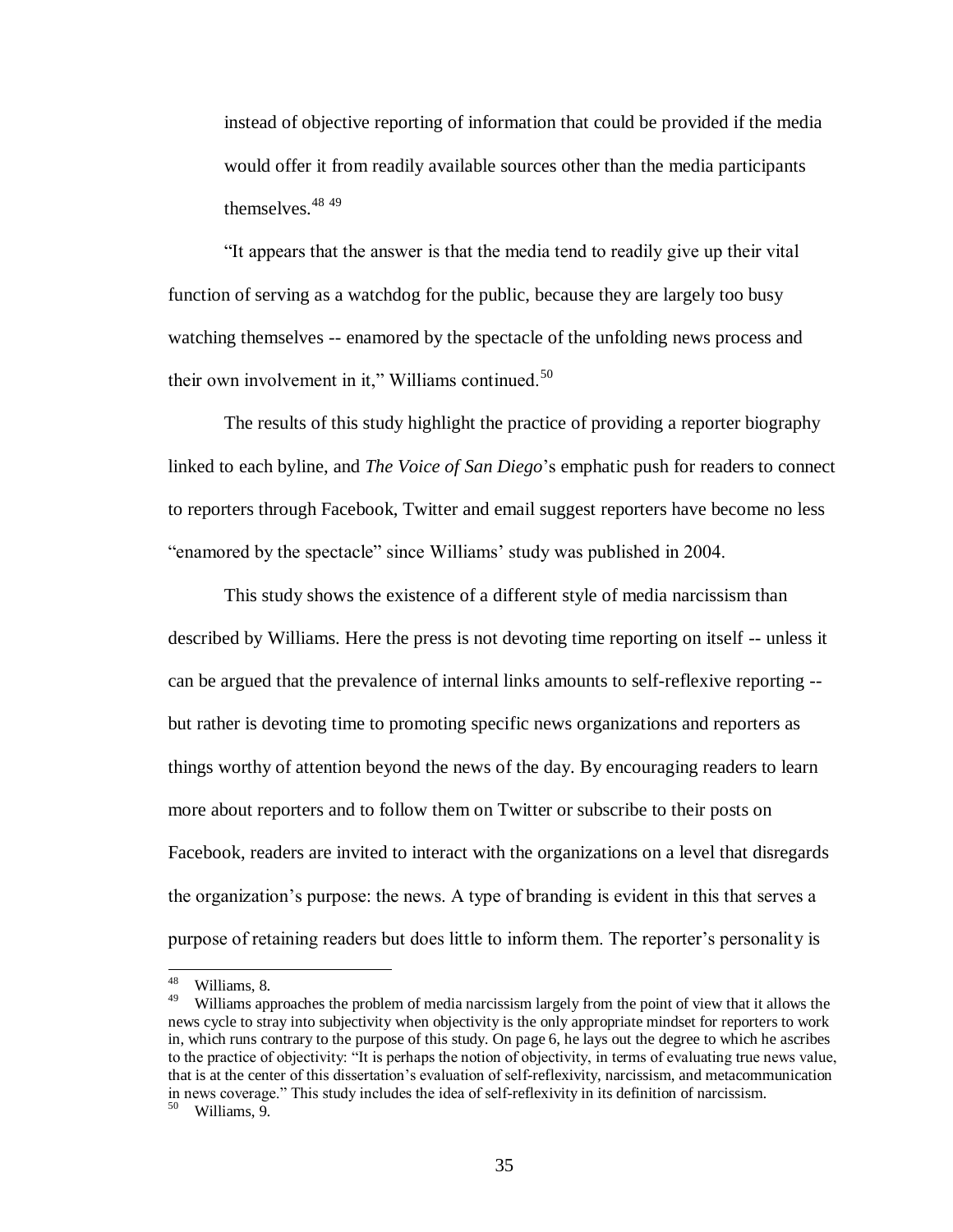instead of objective reporting of information that could be provided if the media would offer it from readily available sources other than the media participants themselves.[48] [49]

"It appears that the answer is that the media tend to readily give up their vital function of serving as a watchdog for the public, because they are largely too busy watching themselves -- enamored by the spectacle of the unfolding news process and their own involvement in it," Williams continued.[50]

The results of this study highlight the practice of providing a reporter biography linked to each byline, and *The Voice of San Diego*'s emphatic push for readers to connect to reporters through Facebook, Twitter and email suggest reporters have become no less "enamored by the spectacle" since Williams' study was published in 2004.

This study shows the existence of a different style of media narcissism than described by Williams. Here the press is not devoting time reporting on itself -- unless it can be argued that the prevalence of internal links amounts to self-reflexive reporting -- but rather is devoting time to promoting specific news organizations and reporters as things worthy of attention beyond the news of the day. By encouraging readers to learn more about reporters and to follow them on Twitter or subscribe to their posts on Facebook, readers are invited to interact with the organizations on a level that disregards the organization's purpose: the news. A type of branding is evident in this that serves a purpose of retaining readers but does little to inform them. The reporter's personality is

---

[48] Williams, 8.

[49] Williams approaches the problem of media narcissism largely from the point of view that it allows the news cycle to stray into subjectivity when objectivity is the only appropriate mindset for reporters to work in, which runs contrary to the purpose of this study. On page 6, he lays out the degree to which he ascribes to the practice of objectivity: "It is perhaps the notion of objectivity, in terms of evaluating true news value, that is at the center of this dissertation's evaluation of self-reflexivity, narcissism, and metacommunication in news coverage." This study includes the idea of self-reflexivity in its definition of narcissism.

[50] Williams, 9.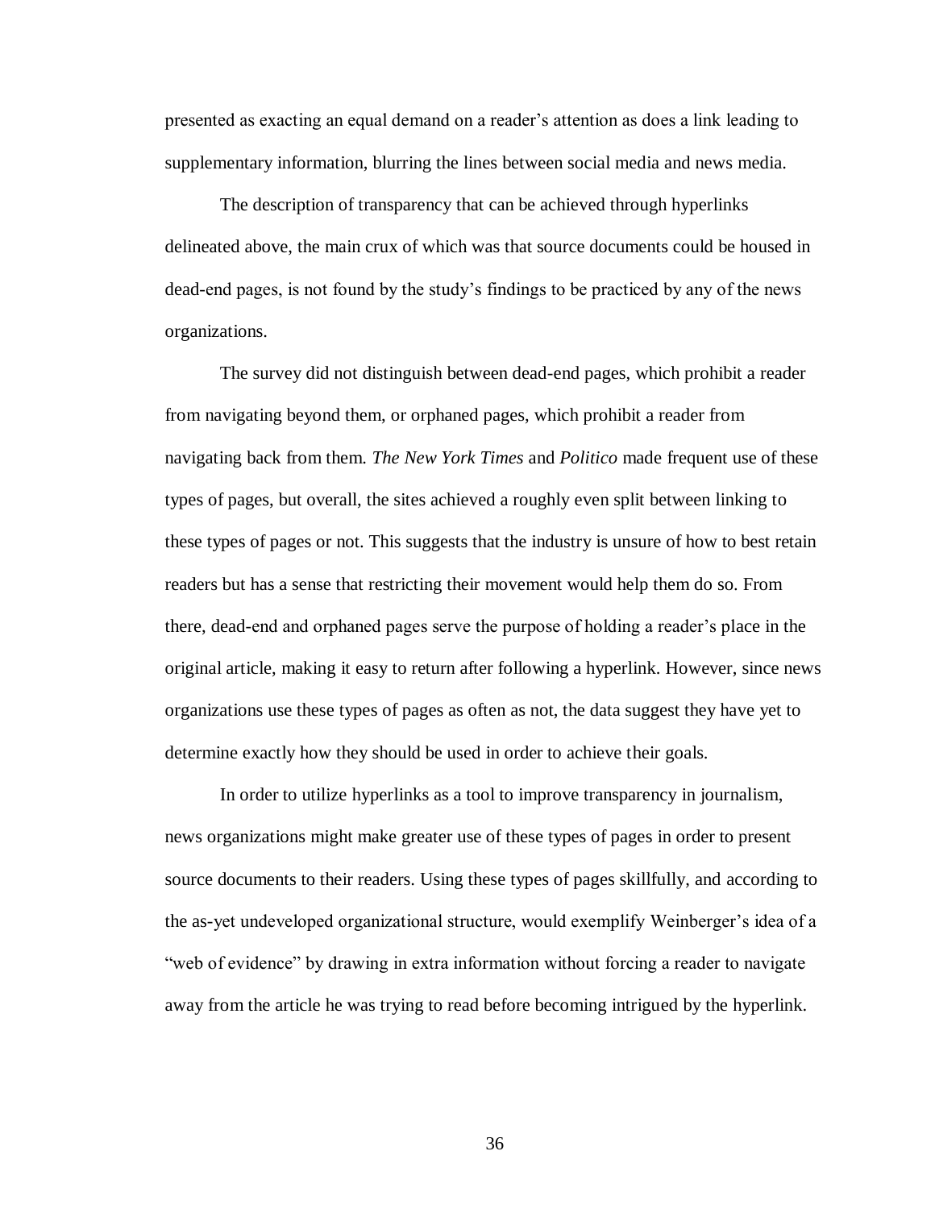presented as exacting an equal demand on a reader's attention as does a link leading to supplementary information, blurring the lines between social media and news media.

The description of transparency that can be achieved through hyperlinks delineated above, the main crux of which was that source documents could be housed in dead-end pages, is not found by the study's findings to be practiced by any of the news organizations.

The survey did not distinguish between dead-end pages, which prohibit a reader from navigating beyond them, or orphaned pages, which prohibit a reader from navigating back from them. *The New York Times* and *Politico* made frequent use of these types of pages, but overall, the sites achieved a roughly even split between linking to these types of pages or not. This suggests that the industry is unsure of how to best retain readers but has a sense that restricting their movement would help them do so. From there, dead-end and orphaned pages serve the purpose of holding a reader's place in the original article, making it easy to return after following a hyperlink. However, since news organizations use these types of pages as often as not, the data suggest they have yet to determine exactly how they should be used in order to achieve their goals.

In order to utilize hyperlinks as a tool to improve transparency in journalism, news organizations might make greater use of these types of pages in order to present source documents to their readers. Using these types of pages skillfully, and according to the as-yet undeveloped organizational structure, would exemplify Weinberger's idea of a "web of evidence" by drawing in extra information without forcing a reader to navigate away from the article he was trying to read before becoming intrigued by the hyperlink.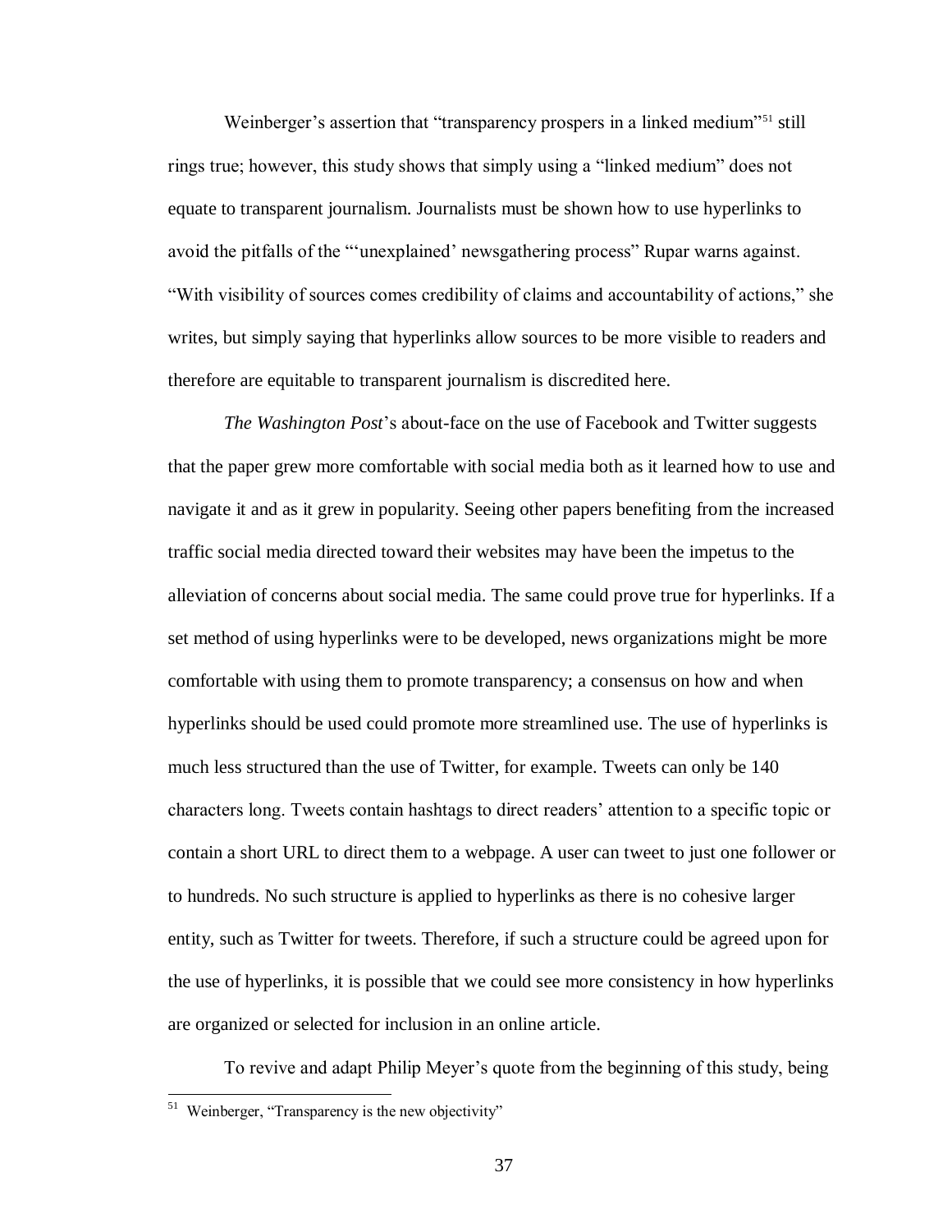Weinberger's assertion that "transparency prospers in a linked medium"[51] still rings true; however, this study shows that simply using a "linked medium" does not equate to transparent journalism. Journalists must be shown how to use hyperlinks to avoid the pitfalls of the "'unexplained' newsgathering process" Rupar warns against. "With visibility of sources comes credibility of claims and accountability of actions," she writes, but simply saying that hyperlinks allow sources to be more visible to readers and therefore are equitable to transparent journalism is discredited here.

*The Washington Post*'s about-face on the use of Facebook and Twitter suggests that the paper grew more comfortable with social media both as it learned how to use and navigate it and as it grew in popularity. Seeing other papers benefiting from the increased traffic social media directed toward their websites may have been the impetus to the alleviation of concerns about social media. The same could prove true for hyperlinks. If a set method of using hyperlinks were to be developed, news organizations might be more comfortable with using them to promote transparency; a consensus on how and when hyperlinks should be used could promote more streamlined use. The use of hyperlinks is much less structured than the use of Twitter, for example. Tweets can only be 140 characters long. Tweets contain hashtags to direct readers' attention to a specific topic or contain a short URL to direct them to a webpage. A user can tweet to just one follower or to hundreds. No such structure is applied to hyperlinks as there is no cohesive larger entity, such as Twitter for tweets. Therefore, if such a structure could be agreed upon for the use of hyperlinks, it is possible that we could see more consistency in how hyperlinks are organized or selected for inclusion in an online article.

To revive and adapt Philip Meyer's quote from the beginning of this study, being

---

[51] Weinberger, "Transparency is the new objectivity"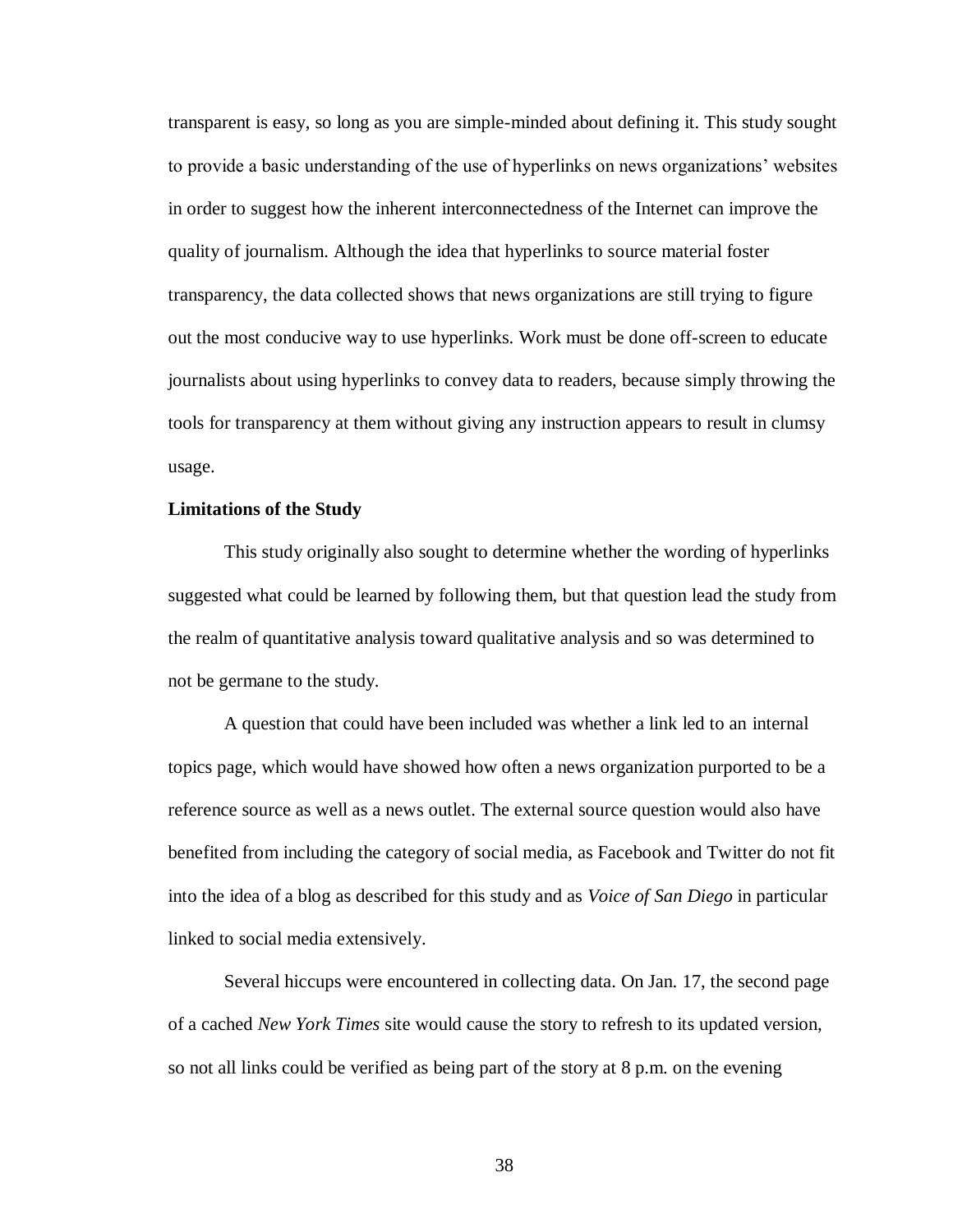transparent is easy, so long as you are simple-minded about defining it. This study sought to provide a basic understanding of the use of hyperlinks on news organizations' websites in order to suggest how the inherent interconnectedness of the Internet can improve the quality of journalism. Although the idea that hyperlinks to source material foster transparency, the data collected shows that news organizations are still trying to figure out the most conducive way to use hyperlinks. Work must be done off-screen to educate journalists about using hyperlinks to convey data to readers, because simply throwing the tools for transparency at them without giving any instruction appears to result in clumsy usage.

**Limitations of the Study**

This study originally also sought to determine whether the wording of hyperlinks suggested what could be learned by following them, but that question lead the study from the realm of quantitative analysis toward qualitative analysis and so was determined to not be germane to the study.

A question that could have been included was whether a link led to an internal topics page, which would have showed how often a news organization purported to be a reference source as well as a news outlet. The external source question would also have benefited from including the category of social media, as Facebook and Twitter do not fit into the idea of a blog as described for this study and as *Voice of San Diego* in particular linked to social media extensively.

Several hiccups were encountered in collecting data. On Jan. 17, the second page of a cached *New York Times* site would cause the story to refresh to its updated version, so not all links could be verified as being part of the story at 8 p.m. on the evening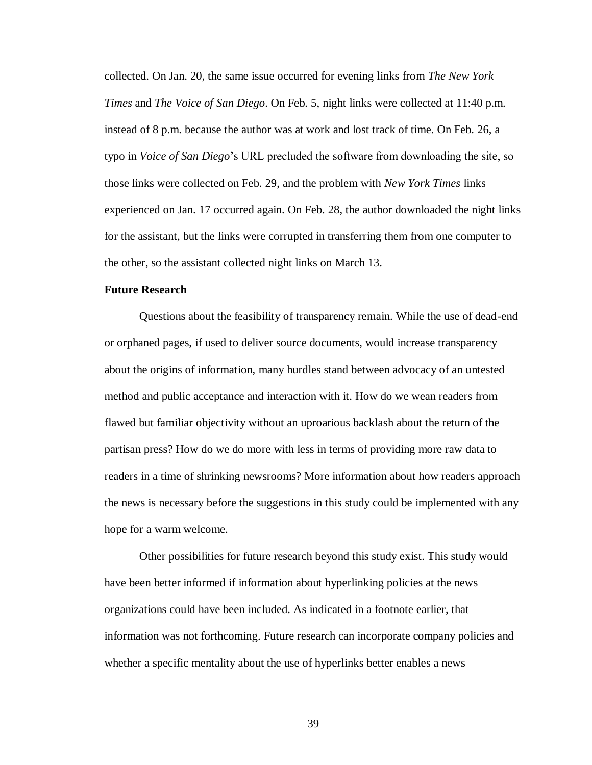collected. On Jan. 20, the same issue occurred for evening links from *The New York Times* and *The Voice of San Diego*. On Feb. 5, night links were collected at 11:40 p.m. instead of 8 p.m. because the author was at work and lost track of time. On Feb. 26, a typo in *Voice of San Diego*'s URL precluded the software from downloading the site, so those links were collected on Feb. 29, and the problem with *New York Times* links experienced on Jan. 17 occurred again. On Feb. 28, the author downloaded the night links for the assistant, but the links were corrupted in transferring them from one computer to the other, so the assistant collected night links on March 13.

**Future Research**

Questions about the feasibility of transparency remain. While the use of dead-end or orphaned pages, if used to deliver source documents, would increase transparency about the origins of information, many hurdles stand between advocacy of an untested method and public acceptance and interaction with it. How do we wean readers from flawed but familiar objectivity without an uproarious backlash about the return of the partisan press? How do we do more with less in terms of providing more raw data to readers in a time of shrinking newsrooms? More information about how readers approach the news is necessary before the suggestions in this study could be implemented with any hope for a warm welcome.

Other possibilities for future research beyond this study exist. This study would have been better informed if information about hyperlinking policies at the news organizations could have been included. As indicated in a footnote earlier, that information was not forthcoming. Future research can incorporate company policies and whether a specific mentality about the use of hyperlinks better enables a news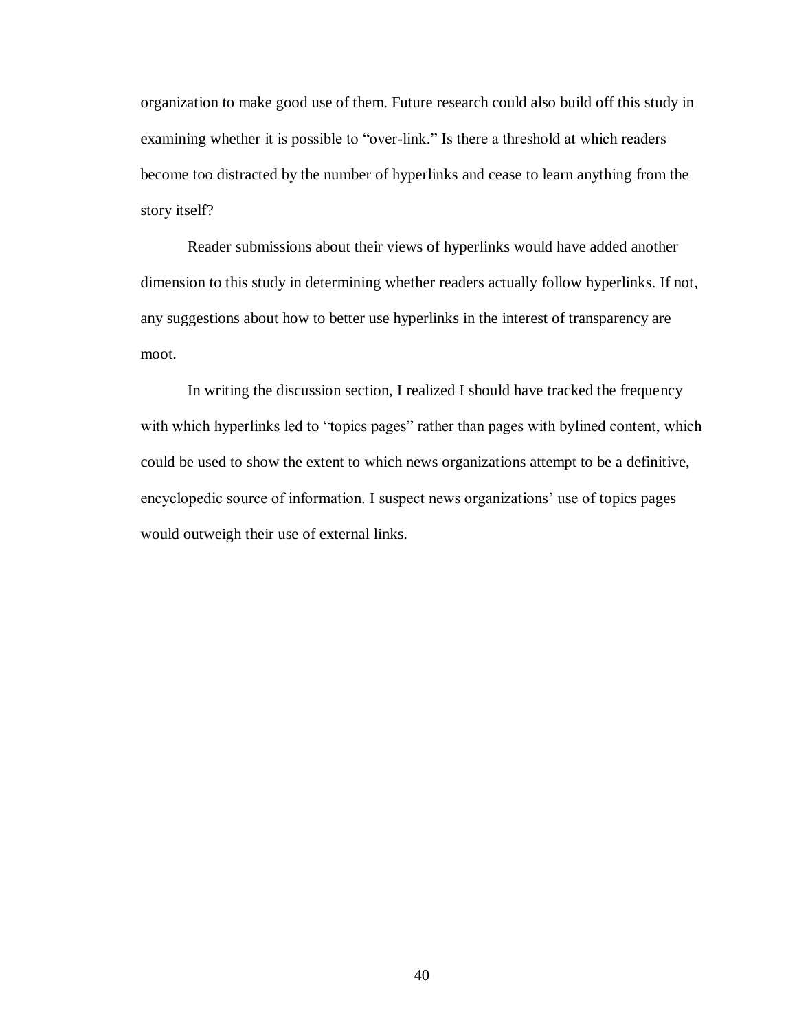organization to make good use of them. Future research could also build off this study in examining whether it is possible to "over-link." Is there a threshold at which readers become too distracted by the number of hyperlinks and cease to learn anything from the story itself?

Reader submissions about their views of hyperlinks would have added another dimension to this study in determining whether readers actually follow hyperlinks. If not, any suggestions about how to better use hyperlinks in the interest of transparency are moot.

In writing the discussion section, I realized I should have tracked the frequency with which hyperlinks led to "topics pages" rather than pages with bylined content, which could be used to show the extent to which news organizations attempt to be a definitive, encyclopedic source of information. I suspect news organizations' use of topics pages would outweigh their use of external links.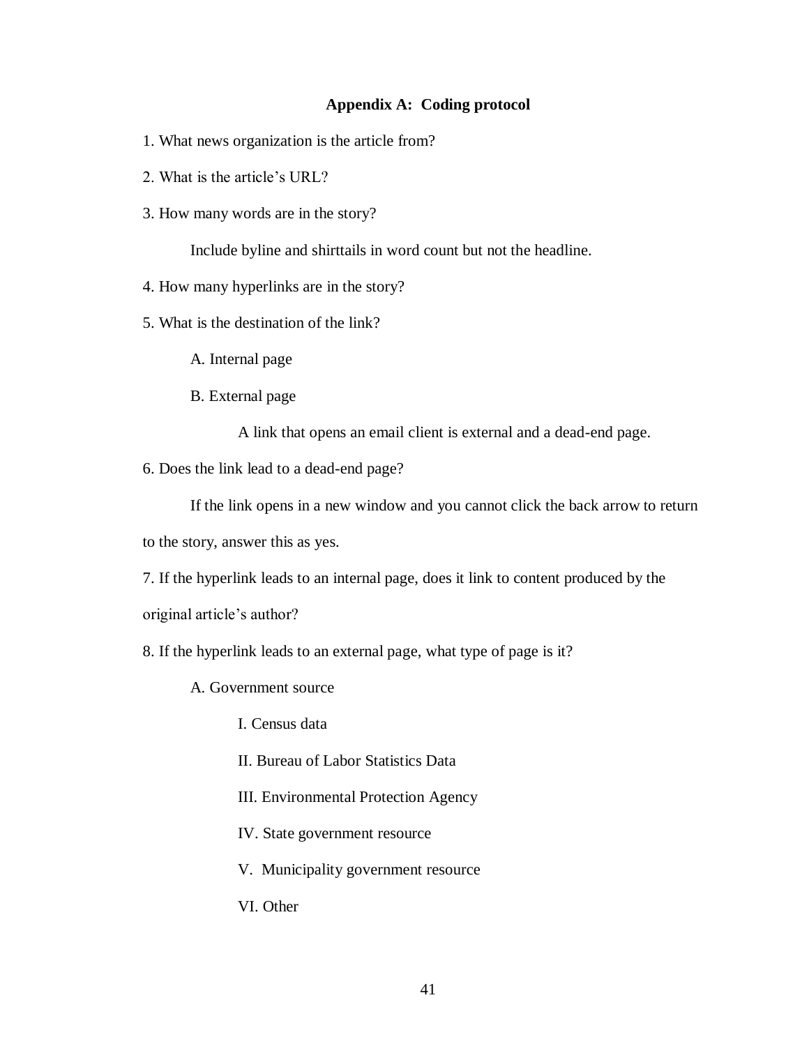## Appendix A: Coding protocol

1. What news organization is the article from?

2. What is the article's URL?

3. How many words are in the story?

    Include byline and shirttails in word count but not the headline.

4. How many hyperlinks are in the story?

5. What is the destination of the link?

    A. Internal page

    B. External page

        A link that opens an email client is external and a dead-end page.

6. Does the link lead to a dead-end page?

    If the link opens in a new window and you cannot click the back arrow to return to the story, answer this as yes.

7. If the hyperlink leads to an internal page, does it link to content produced by the original article's author?

8. If the hyperlink leads to an external page, what type of page is it?

    A. Government source

        I. Census data

        II. Bureau of Labor Statistics Data

        III. Environmental Protection Agency

        IV. State government resource

        V. Municipality government resource

        VI. Other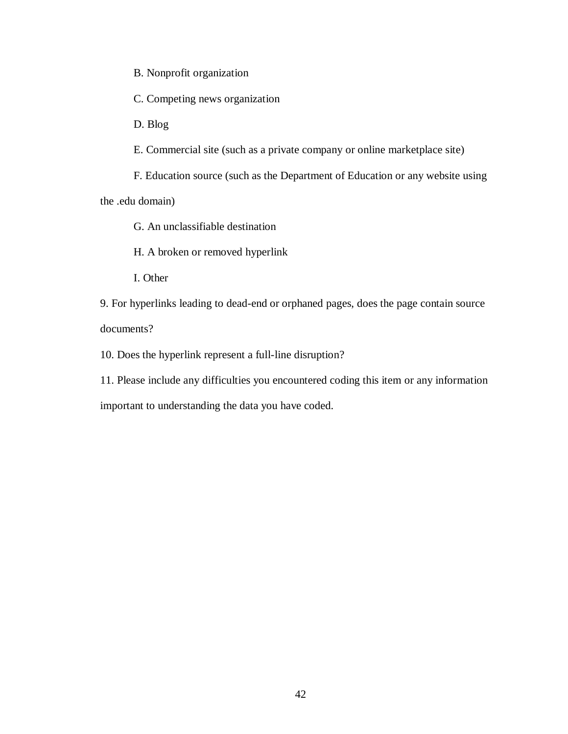B. Nonprofit organization

C. Competing news organization

D. Blog

E. Commercial site (such as a private company or online marketplace site)

F. Education source (such as the Department of Education or any website using the .edu domain)

G. An unclassifiable destination

H. A broken or removed hyperlink

I. Other

9. For hyperlinks leading to dead-end or orphaned pages, does the page contain source documents?

10. Does the hyperlink represent a full-line disruption?

11. Please include any difficulties you encountered coding this item or any information important to understanding the data you have coded.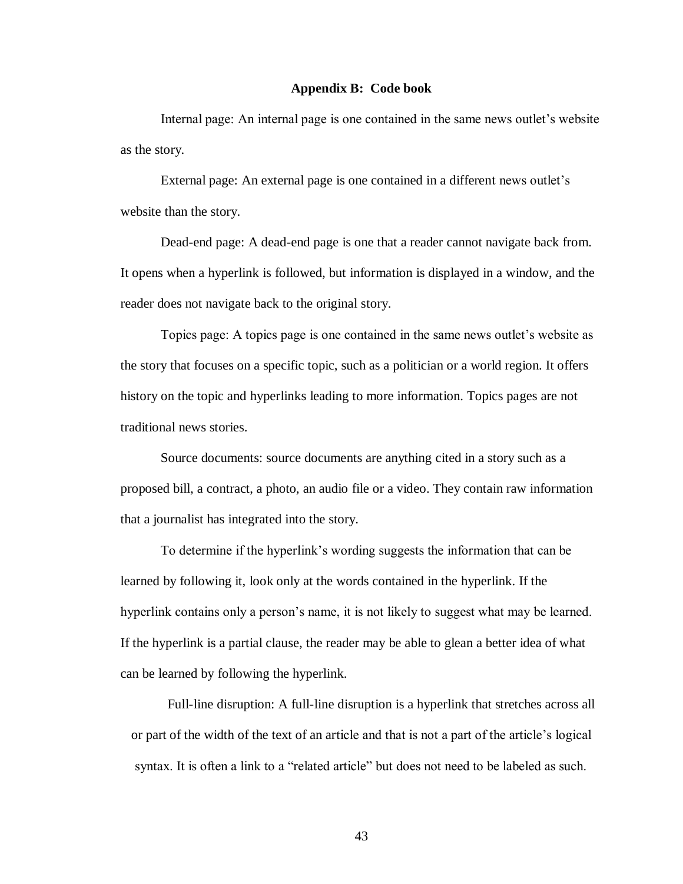## Appendix B: Code book

Internal page: An internal page is one contained in the same news outlet's website as the story.

External page: An external page is one contained in a different news outlet's website than the story.

Dead-end page: A dead-end page is one that a reader cannot navigate back from. It opens when a hyperlink is followed, but information is displayed in a window, and the reader does not navigate back to the original story.

Topics page: A topics page is one contained in the same news outlet's website as the story that focuses on a specific topic, such as a politician or a world region. It offers history on the topic and hyperlinks leading to more information. Topics pages are not traditional news stories.

Source documents: source documents are anything cited in a story such as a proposed bill, a contract, a photo, an audio file or a video. They contain raw information that a journalist has integrated into the story.

To determine if the hyperlink's wording suggests the information that can be learned by following it, look only at the words contained in the hyperlink. If the hyperlink contains only a person's name, it is not likely to suggest what may be learned. If the hyperlink is a partial clause, the reader may be able to glean a better idea of what can be learned by following the hyperlink.

Full-line disruption: A full-line disruption is a hyperlink that stretches across all or part of the width of the text of an article and that is not a part of the article's logical syntax. It is often a link to a "related article" but does not need to be labeled as such.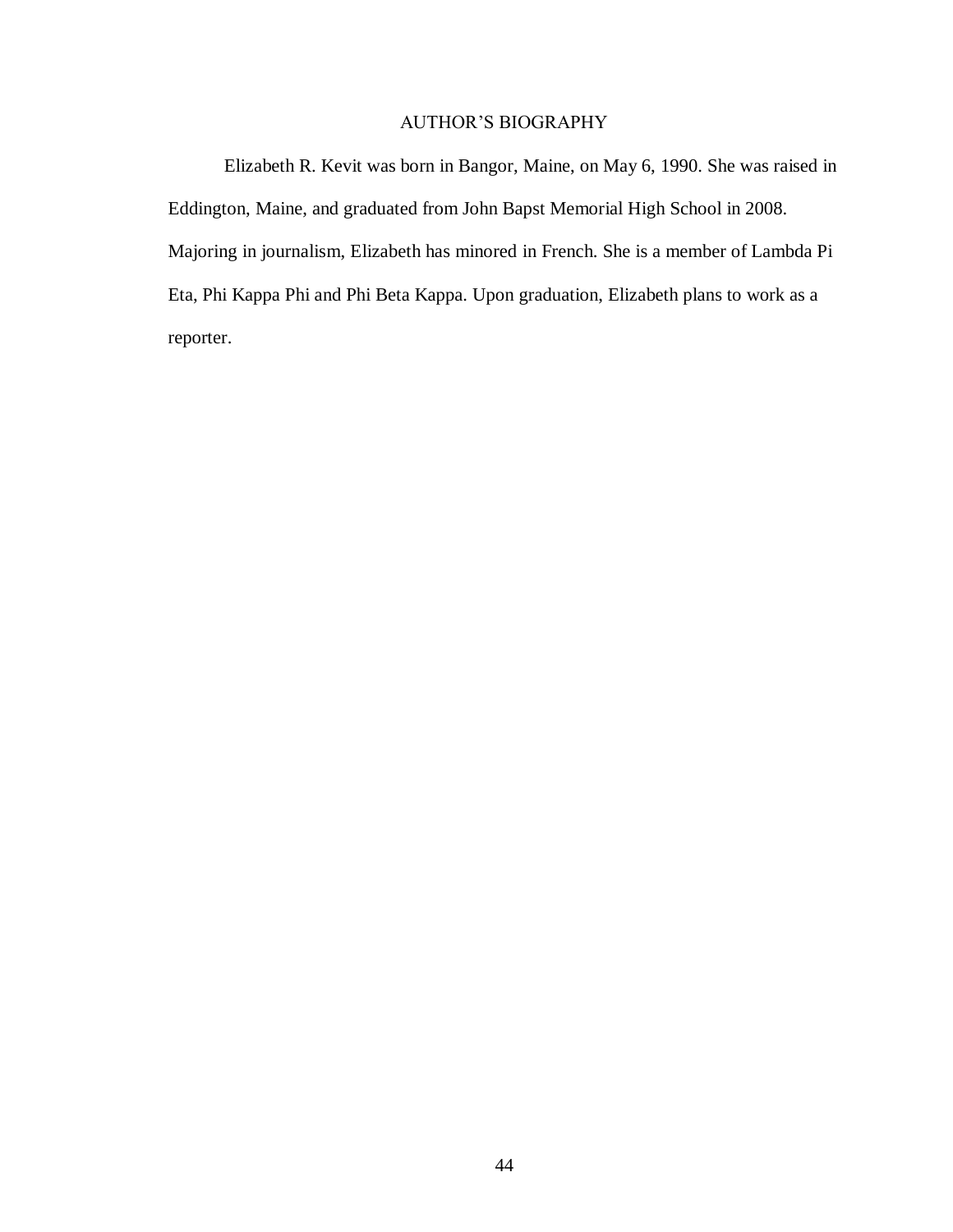# AUTHOR'S BIOGRAPHY

Elizabeth R. Kevit was born in Bangor, Maine, on May 6, 1990. She was raised in Eddington, Maine, and graduated from John Bapst Memorial High School in 2008. Majoring in journalism, Elizabeth has minored in French. She is a member of Lambda Pi Eta, Phi Kappa Phi and Phi Beta Kappa. Upon graduation, Elizabeth plans to work as a reporter.